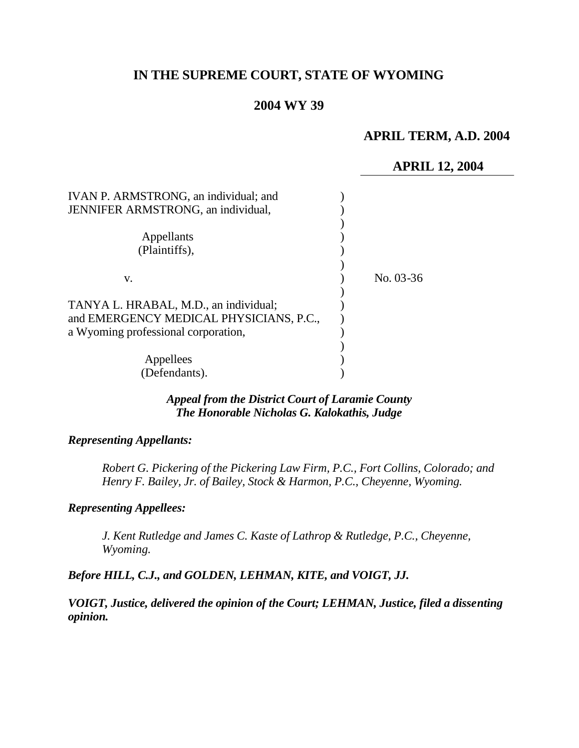# IN THE SUPREME COURT, STATE OF WYOMING

## 2004 WY 39

**APRIL TERM, A.D. 2004**

**APRIL 12, 2004**

IVAN P. ARMSTRONG, an individual; and JENNIFER ARMSTRONG, an individual,

Appellants (Plaintiffs),

v.

TANYA L. HRABAL, M.D., an individual; and EMERGENCY MEDICAL PHYSICIANS, P.C., a Wyoming professional corporation,

Appellees (Defendants).

No. 03-36

***Appeal from the District Court of Laramie County***
***The Honorable Nicholas G. Kalokathis, Judge***

***Representing Appellants:***

*Robert G. Pickering of the Pickering Law Firm, P.C., Fort Collins, Colorado; and Henry F. Bailey, Jr. of Bailey, Stock & Harmon, P.C., Cheyenne, Wyoming.*

***Representing Appellees:***

*J. Kent Rutledge and James C. Kaste of Lathrop & Rutledge, P.C., Cheyenne, Wyoming.*

***Before HILL, C.J., and GOLDEN, LEHMAN, KITE, and VOIGT, JJ.***

***VOIGT, Justice, delivered the opinion of the Court; LEHMAN, Justice, filed a dissenting opinion.***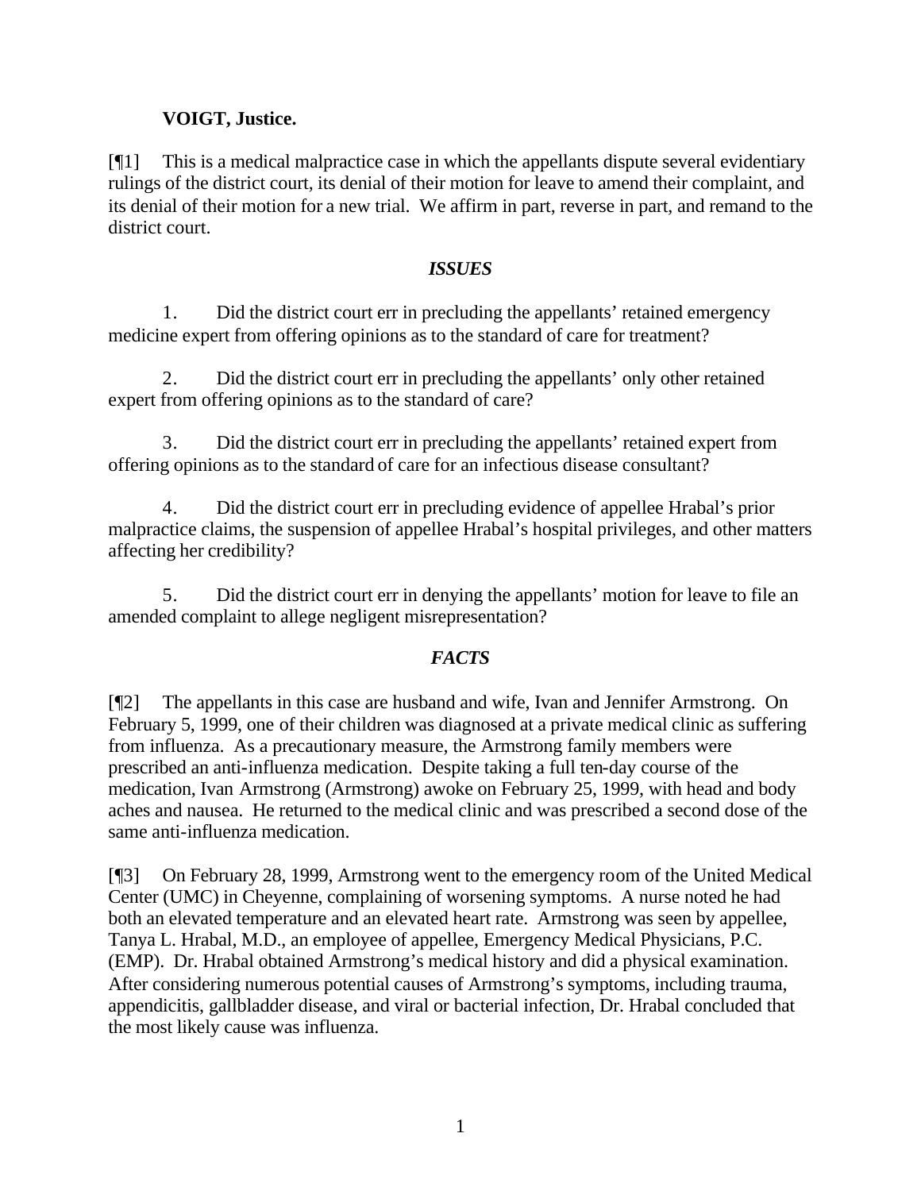**VOIGT, Justice.**

[¶1] This is a medical malpractice case in which the appellants dispute several evidentiary rulings of the district court, its denial of their motion for leave to amend their complaint, and its denial of their motion for a new trial. We affirm in part, reverse in part, and remand to the district court.

## *ISSUES*

1. Did the district court err in precluding the appellants' retained emergency medicine expert from offering opinions as to the standard of care for treatment?

2. Did the district court err in precluding the appellants' only other retained expert from offering opinions as to the standard of care?

3. Did the district court err in precluding the appellants' retained expert from offering opinions as to the standard of care for an infectious disease consultant?

4. Did the district court err in precluding evidence of appellee Hrabal's prior malpractice claims, the suspension of appellee Hrabal's hospital privileges, and other matters affecting her credibility?

5. Did the district court err in denying the appellants' motion for leave to file an amended complaint to allege negligent misrepresentation?

## *FACTS*

[¶2] The appellants in this case are husband and wife, Ivan and Jennifer Armstrong. On February 5, 1999, one of their children was diagnosed at a private medical clinic as suffering from influenza. As a precautionary measure, the Armstrong family members were prescribed an anti-influenza medication. Despite taking a full ten-day course of the medication, Ivan Armstrong (Armstrong) awoke on February 25, 1999, with head and body aches and nausea. He returned to the medical clinic and was prescribed a second dose of the same anti-influenza medication.

[¶3] On February 28, 1999, Armstrong went to the emergency room of the United Medical Center (UMC) in Cheyenne, complaining of worsening symptoms. A nurse noted he had both an elevated temperature and an elevated heart rate. Armstrong was seen by appellee, Tanya L. Hrabal, M.D., an employee of appellee, Emergency Medical Physicians, P.C. (EMP). Dr. Hrabal obtained Armstrong's medical history and did a physical examination. After considering numerous potential causes of Armstrong's symptoms, including trauma, appendicitis, gallbladder disease, and viral or bacterial infection, Dr. Hrabal concluded that the most likely cause was influenza.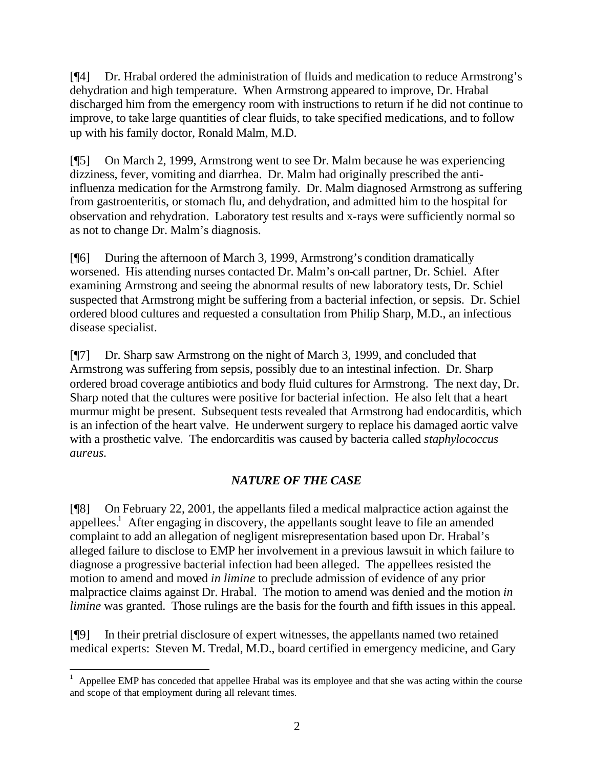[¶4] Dr. Hrabal ordered the administration of fluids and medication to reduce Armstrong's dehydration and high temperature. When Armstrong appeared to improve, Dr. Hrabal discharged him from the emergency room with instructions to return if he did not continue to improve, to take large quantities of clear fluids, to take specified medications, and to follow up with his family doctor, Ronald Malm, M.D.

[¶5] On March 2, 1999, Armstrong went to see Dr. Malm because he was experiencing dizziness, fever, vomiting and diarrhea. Dr. Malm had originally prescribed the anti-influenza medication for the Armstrong family. Dr. Malm diagnosed Armstrong as suffering from gastroenteritis, or stomach flu, and dehydration, and admitted him to the hospital for observation and rehydration. Laboratory test results and x-rays were sufficiently normal so as not to change Dr. Malm's diagnosis.

[¶6] During the afternoon of March 3, 1999, Armstrong's condition dramatically worsened. His attending nurses contacted Dr. Malm's on-call partner, Dr. Schiel. After examining Armstrong and seeing the abnormal results of new laboratory tests, Dr. Schiel suspected that Armstrong might be suffering from a bacterial infection, or sepsis. Dr. Schiel ordered blood cultures and requested a consultation from Philip Sharp, M.D., an infectious disease specialist.

[¶7] Dr. Sharp saw Armstrong on the night of March 3, 1999, and concluded that Armstrong was suffering from sepsis, possibly due to an intestinal infection. Dr. Sharp ordered broad coverage antibiotics and body fluid cultures for Armstrong. The next day, Dr. Sharp noted that the cultures were positive for bacterial infection. He also felt that a heart murmur might be present. Subsequent tests revealed that Armstrong had endocarditis, which is an infection of the heart valve. He underwent surgery to replace his damaged aortic valve with a prosthetic valve. The endorcarditis was caused by bacteria called *staphylococcus aureus.*

## *NATURE OF THE CASE*

[¶8] On February 22, 2001, the appellants filed a medical malpractice action against the appellees.[1] After engaging in discovery, the appellants sought leave to file an amended complaint to add an allegation of negligent misrepresentation based upon Dr. Hrabal's alleged failure to disclose to EMP her involvement in a previous lawsuit in which failure to diagnose a progressive bacterial infection had been alleged. The appellees resisted the motion to amend and moved *in limine* to preclude admission of evidence of any prior malpractice claims against Dr. Hrabal. The motion to amend was denied and the motion *in limine* was granted. Those rulings are the basis for the fourth and fifth issues in this appeal.

[¶9] In their pretrial disclosure of expert witnesses, the appellants named two retained medical experts: Steven M. Tredal, M.D., board certified in emergency medicine, and Gary

---

[1] Appellee EMP has conceded that appellee Hrabal was its employee and that she was acting within the course and scope of that employment during all relevant times.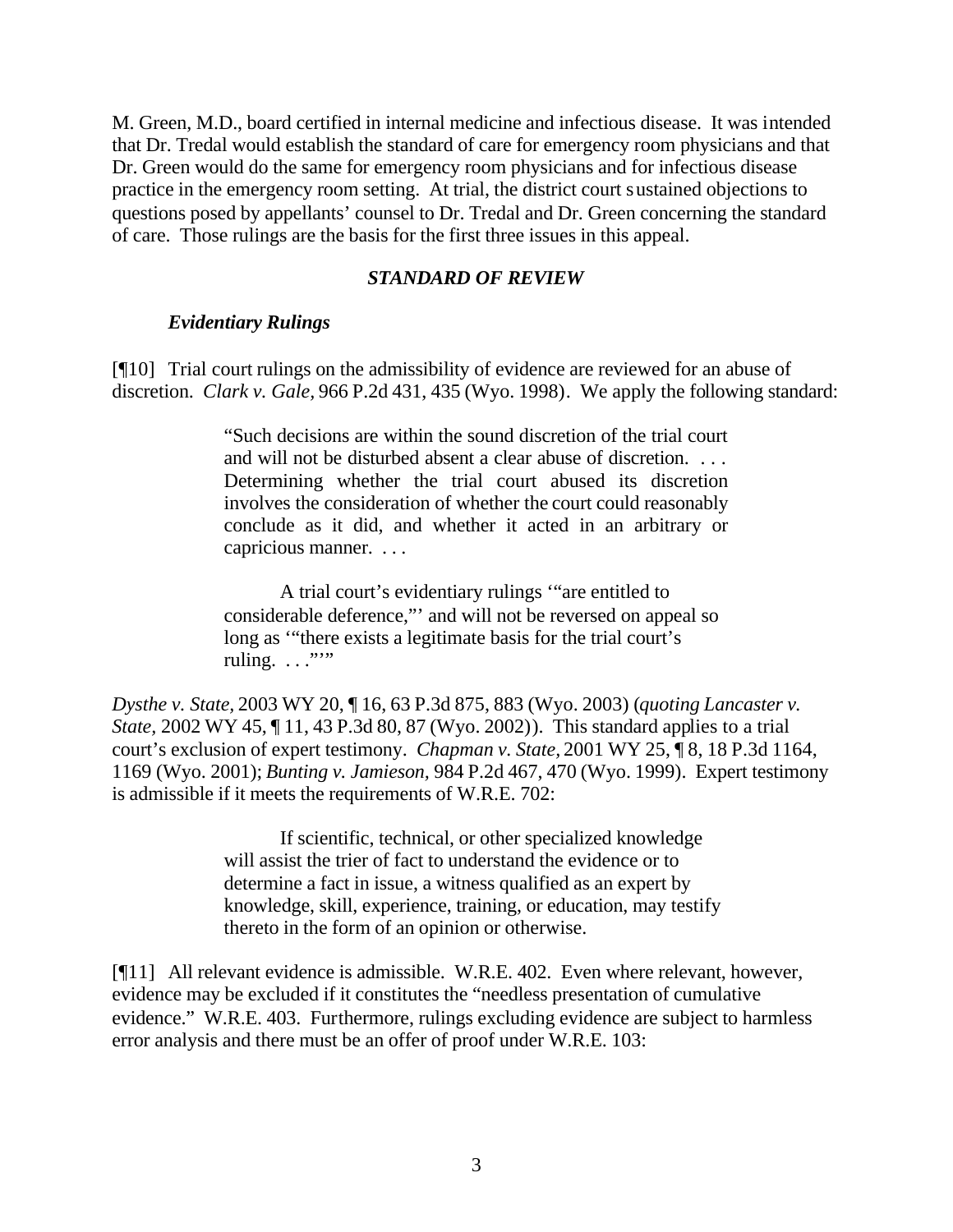M. Green, M.D., board certified in internal medicine and infectious disease. It was intended that Dr. Tredal would establish the standard of care for emergency room physicians and that Dr. Green would do the same for emergency room physicians and for infectious disease practice in the emergency room setting. At trial, the district court sustained objections to questions posed by appellants' counsel to Dr. Tredal and Dr. Green concerning the standard of care. Those rulings are the basis for the first three issues in this appeal.

### *STANDARD OF REVIEW*

#### *Evidentiary Rulings*

[¶10] Trial court rulings on the admissibility of evidence are reviewed for an abuse of discretion. *Clark v. Gale*, 966 P.2d 431, 435 (Wyo. 1998). We apply the following standard:

> "Such decisions are within the sound discretion of the trial court and will not be disturbed absent a clear abuse of discretion. . . . Determining whether the trial court abused its discretion involves the consideration of whether the court could reasonably conclude as it did, and whether it acted in an arbitrary or capricious manner. . . .
>
> A trial court's evidentiary rulings '"are entitled to considerable deference,"' and will not be reversed on appeal so long as '"there exists a legitimate basis for the trial court's ruling. . . ."'"

*Dysthe v. State*, 2003 WY 20, ¶ 16, 63 P.3d 875, 883 (Wyo. 2003) (*quoting Lancaster v. State*, 2002 WY 45, ¶ 11, 43 P.3d 80, 87 (Wyo. 2002)). This standard applies to a trial court's exclusion of expert testimony. *Chapman v. State*, 2001 WY 25, ¶ 8, 18 P.3d 1164, 1169 (Wyo. 2001); *Bunting v. Jamieson*, 984 P.2d 467, 470 (Wyo. 1999). Expert testimony is admissible if it meets the requirements of W.R.E. 702:

> If scientific, technical, or other specialized knowledge will assist the trier of fact to understand the evidence or to determine a fact in issue, a witness qualified as an expert by knowledge, skill, experience, training, or education, may testify thereto in the form of an opinion or otherwise.

[¶11] All relevant evidence is admissible. W.R.E. 402. Even where relevant, however, evidence may be excluded if it constitutes the "needless presentation of cumulative evidence." W.R.E. 403. Furthermore, rulings excluding evidence are subject to harmless error analysis and there must be an offer of proof under W.R.E. 103: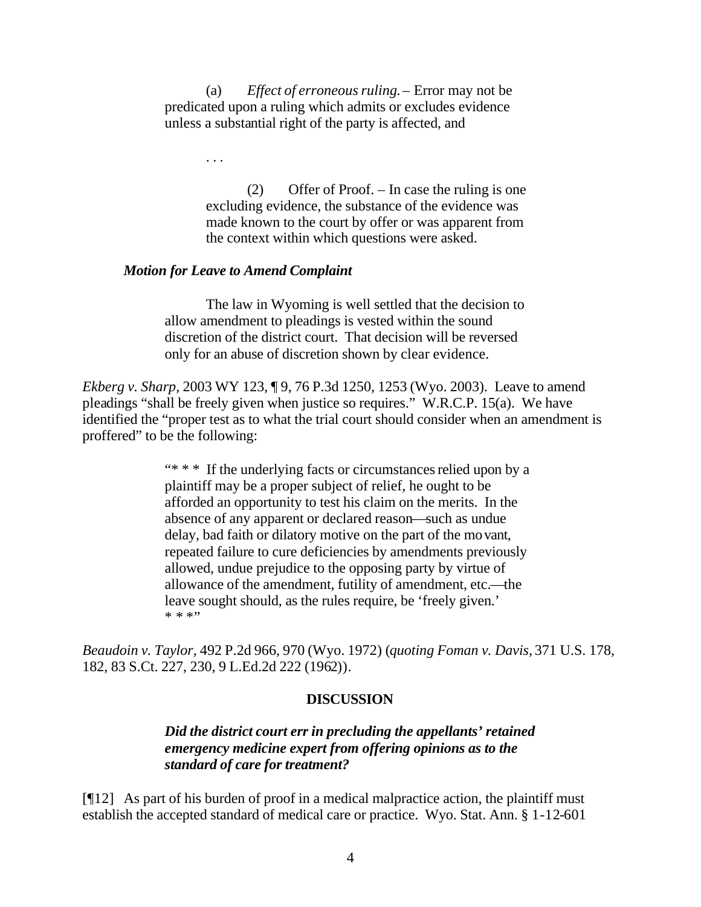> (a) *Effect of erroneous ruling.* – Error may not be predicated upon a ruling which admits or excludes evidence unless a substantial right of the party is affected, and
>
> . . .
>
> > (2) Offer of Proof. – In case the ruling is one excluding evidence, the substance of the evidence was made known to the court by offer or was apparent from the context within which questions were asked.

***Motion for Leave to Amend Complaint***

> The law in Wyoming is well settled that the decision to allow amendment to pleadings is vested within the sound discretion of the district court. That decision will be reversed only for an abuse of discretion shown by clear evidence.

*Ekberg v. Sharp*, 2003 WY 123, ¶ 9, 76 P.3d 1250, 1253 (Wyo. 2003). Leave to amend pleadings "shall be freely given when justice so requires." W.R.C.P. 15(a). We have identified the "proper test as to what the trial court should consider when an amendment is proffered" to be the following:

> "* * * If the underlying facts or circumstances relied upon by a plaintiff may be a proper subject of relief, he ought to be afforded an opportunity to test his claim on the merits. In the absence of any apparent or declared reason—such as undue delay, bad faith or dilatory motive on the part of the movant, repeated failure to cure deficiencies by amendments previously allowed, undue prejudice to the opposing party by virtue of allowance of the amendment, futility of amendment, etc.—the leave sought should, as the rules require, be 'freely given.' * * *"

*Beaudoin v. Taylor*, 492 P.2d 966, 970 (Wyo. 1972) (*quoting Foman v. Davis*, 371 U.S. 178, 182, 83 S.Ct. 227, 230, 9 L.Ed.2d 222 (1962)).

**DISCUSSION**

***Did the district court err in precluding the appellants' retained emergency medicine expert from offering opinions as to the standard of care for treatment?***

[¶12] As part of his burden of proof in a medical malpractice action, the plaintiff must establish the accepted standard of medical care or practice. Wyo. Stat. Ann. § 1-12-601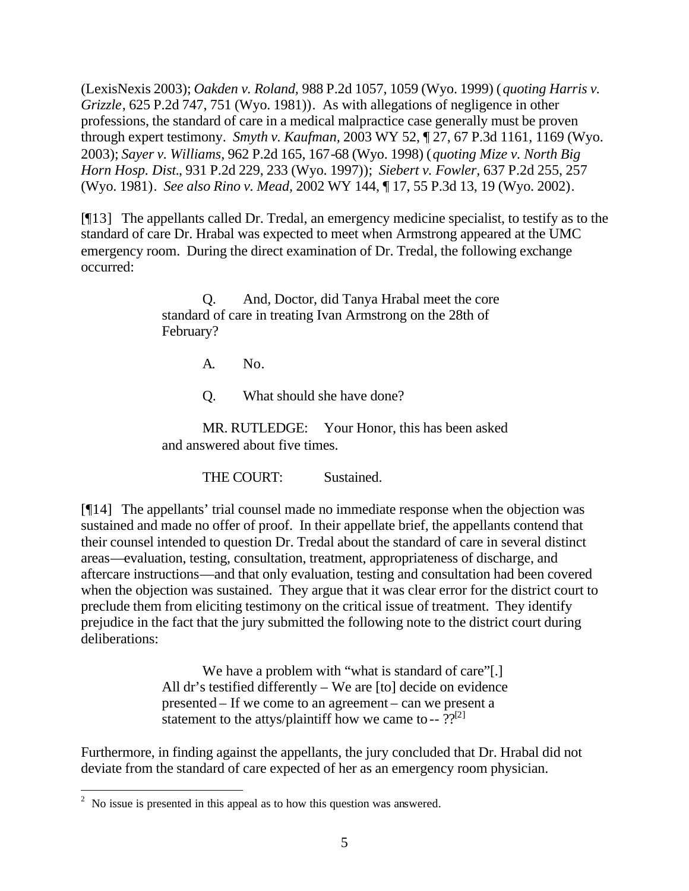(LexisNexis 2003); *Oakden v. Roland*, 988 P.2d 1057, 1059 (Wyo. 1999) (*quoting Harris v. Grizzle*, 625 P.2d 747, 751 (Wyo. 1981)). As with allegations of negligence in other professions, the standard of care in a medical malpractice case generally must be proven through expert testimony. *Smyth v. Kaufman*, 2003 WY 52, ¶ 27, 67 P.3d 1161, 1169 (Wyo. 2003); *Sayer v. Williams*, 962 P.2d 165, 167-68 (Wyo. 1998) (*quoting Mize v. North Big Horn Hosp. Dist.*, 931 P.2d 229, 233 (Wyo. 1997)); *Siebert v. Fowler*, 637 P.2d 255, 257 (Wyo. 1981). *See also Rino v. Mead*, 2002 WY 144, ¶ 17, 55 P.3d 13, 19 (Wyo. 2002).

[¶13] The appellants called Dr. Tredal, an emergency medicine specialist, to testify as to the standard of care Dr. Hrabal was expected to meet when Armstrong appeared at the UMC emergency room. During the direct examination of Dr. Tredal, the following exchange occurred:

> Q. And, Doctor, did Tanya Hrabal meet the core standard of care in treating Ivan Armstrong on the 28th of February?
>
> A. No.
>
> Q. What should she have done?
>
> MR. RUTLEDGE: Your Honor, this has been asked and answered about five times.
>
> THE COURT: Sustained.

[¶14] The appellants' trial counsel made no immediate response when the objection was sustained and made no offer of proof. In their appellate brief, the appellants contend that their counsel intended to question Dr. Tredal about the standard of care in several distinct areas—evaluation, testing, consultation, treatment, appropriateness of discharge, and aftercare instructions—and that only evaluation, testing and consultation had been covered when the objection was sustained. They argue that it was clear error for the district court to preclude them from eliciting testimony on the critical issue of treatment. They identify prejudice in the fact that the jury submitted the following note to the district court during deliberations:

> We have a problem with "what is standard of care"[.] All dr's testified differently – We are [to] decide on evidence presented – If we come to an agreement – can we present a statement to the attys/plaintiff how we came to -- ??[2]

Furthermore, in finding against the appellants, the jury concluded that Dr. Hrabal did not deviate from the standard of care expected of her as an emergency room physician.

[2] No issue is presented in this appeal as to how this question was answered.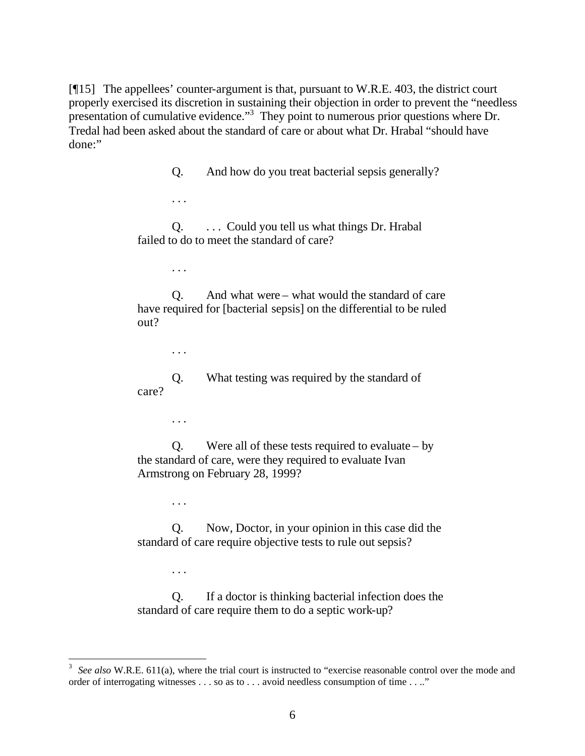[¶15] The appellees' counter-argument is that, pursuant to W.R.E. 403, the district court properly exercised its discretion in sustaining their objection in order to prevent the "needless presentation of cumulative evidence."[3] They point to numerous prior questions where Dr. Tredal had been asked about the standard of care or about what Dr. Hrabal "should have done:"

> Q. And how do you treat bacterial sepsis generally?
>
> . . .
>
> Q. . . . Could you tell us what things Dr. Hrabal failed to do to meet the standard of care?
>
> . . .
>
> Q. And what were – what would the standard of care have required for [bacterial sepsis] on the differential to be ruled out?
>
> . . .
>
> Q. What testing was required by the standard of care?
>
> . . .
>
> Q. Were all of these tests required to evaluate – by the standard of care, were they required to evaluate Ivan Armstrong on February 28, 1999?
>
> . . .
>
> Q. Now, Doctor, in your opinion in this case did the standard of care require objective tests to rule out sepsis?
>
> . . .
>
> Q. If a doctor is thinking bacterial infection does the standard of care require them to do a septic work-up?

---

[3] *See also* W.R.E. 611(a), where the trial court is instructed to "exercise reasonable control over the mode and order of interrogating witnesses . . . so as to . . . avoid needless consumption of time . . .."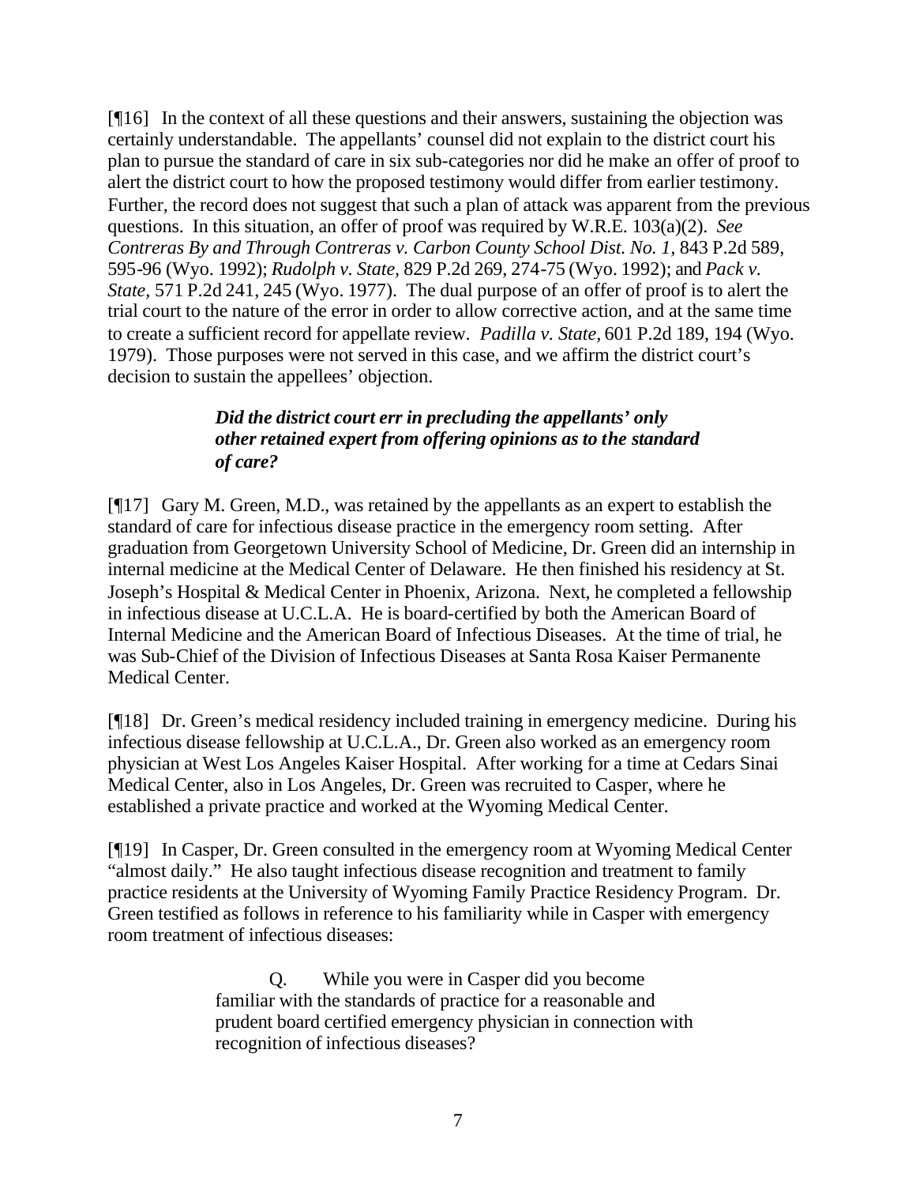[¶16] In the context of all these questions and their answers, sustaining the objection was certainly understandable. The appellants' counsel did not explain to the district court his plan to pursue the standard of care in six sub-categories nor did he make an offer of proof to alert the district court to how the proposed testimony would differ from earlier testimony. Further, the record does not suggest that such a plan of attack was apparent from the previous questions. In this situation, an offer of proof was required by W.R.E. 103(a)(2). *See Contreras By and Through Contreras v. Carbon County School Dist. No. 1*, 843 P.2d 589, 595-96 (Wyo. 1992); *Rudolph v. State*, 829 P.2d 269, 274-75 (Wyo. 1992); and *Pack v. State*, 571 P.2d 241, 245 (Wyo. 1977). The dual purpose of an offer of proof is to alert the trial court to the nature of the error in order to allow corrective action, and at the same time to create a sufficient record for appellate review. *Padilla v. State*, 601 P.2d 189, 194 (Wyo. 1979). Those purposes were not served in this case, and we affirm the district court's decision to sustain the appellees' objection.

***Did the district court err in precluding the appellants' only other retained expert from offering opinions as to the standard of care?***

[¶17] Gary M. Green, M.D., was retained by the appellants as an expert to establish the standard of care for infectious disease practice in the emergency room setting. After graduation from Georgetown University School of Medicine, Dr. Green did an internship in internal medicine at the Medical Center of Delaware. He then finished his residency at St. Joseph's Hospital & Medical Center in Phoenix, Arizona. Next, he completed a fellowship in infectious disease at U.C.L.A. He is board-certified by both the American Board of Internal Medicine and the American Board of Infectious Diseases. At the time of trial, he was Sub-Chief of the Division of Infectious Diseases at Santa Rosa Kaiser Permanente Medical Center.

[¶18] Dr. Green's medical residency included training in emergency medicine. During his infectious disease fellowship at U.C.L.A., Dr. Green also worked as an emergency room physician at West Los Angeles Kaiser Hospital. After working for a time at Cedars Sinai Medical Center, also in Los Angeles, Dr. Green was recruited to Casper, where he established a private practice and worked at the Wyoming Medical Center.

[¶19] In Casper, Dr. Green consulted in the emergency room at Wyoming Medical Center "almost daily." He also taught infectious disease recognition and treatment to family practice residents at the University of Wyoming Family Practice Residency Program. Dr. Green testified as follows in reference to his familiarity while in Casper with emergency room treatment of infectious diseases:

> Q. While you were in Casper did you become familiar with the standards of practice for a reasonable and prudent board certified emergency physician in connection with recognition of infectious diseases?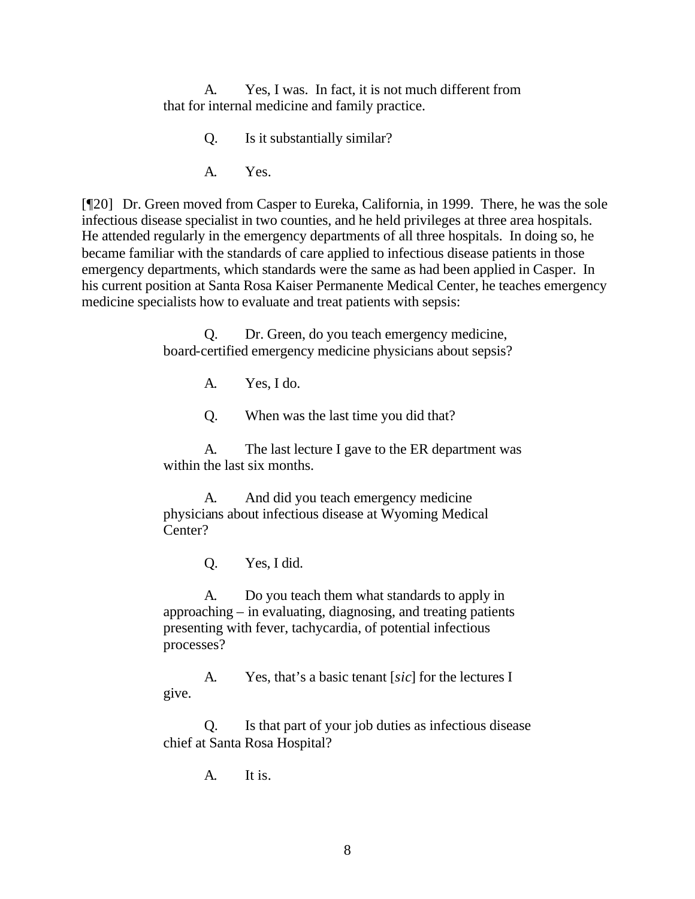A. Yes, I was. In fact, it is not much different from that for internal medicine and family practice.

Q. Is it substantially similar?

A. Yes.

[¶20] Dr. Green moved from Casper to Eureka, California, in 1999. There, he was the sole infectious disease specialist in two counties, and he held privileges at three area hospitals. He attended regularly in the emergency departments of all three hospitals. In doing so, he became familiar with the standards of care applied to infectious disease patients in those emergency departments, which standards were the same as had been applied in Casper. In his current position at Santa Rosa Kaiser Permanente Medical Center, he teaches emergency medicine specialists how to evaluate and treat patients with sepsis:

Q. Dr. Green, do you teach emergency medicine, board-certified emergency medicine physicians about sepsis?

A. Yes, I do.

Q. When was the last time you did that?

A. The last lecture I gave to the ER department was within the last six months.

A. And did you teach emergency medicine physicians about infectious disease at Wyoming Medical Center?

Q. Yes, I did.

A. Do you teach them what standards to apply in approaching – in evaluating, diagnosing, and treating patients presenting with fever, tachycardia, of potential infectious processes?

A. Yes, that's a basic tenant [*sic*] for the lectures I give.

Q. Is that part of your job duties as infectious disease chief at Santa Rosa Hospital?

A. It is.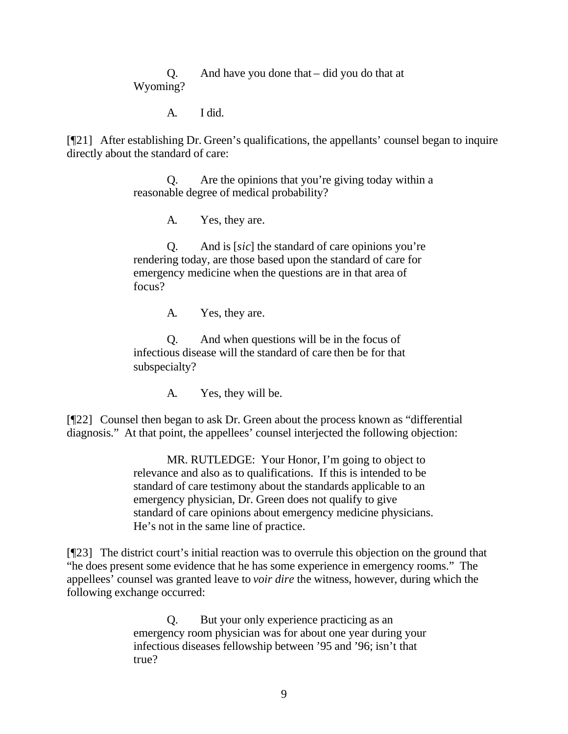> Q. And have you done that – did you do that at Wyoming?
>
> A. I did.

[¶21] After establishing Dr. Green's qualifications, the appellants' counsel began to inquire directly about the standard of care:

> Q. Are the opinions that you're giving today within a reasonable degree of medical probability?
>
> A. Yes, they are.
>
> Q. And is [*sic*] the standard of care opinions you're rendering today, are those based upon the standard of care for emergency medicine when the questions are in that area of focus?
>
> A. Yes, they are.
>
> Q. And when questions will be in the focus of infectious disease will the standard of care then be for that subspecialty?
>
> A. Yes, they will be.

[¶22] Counsel then began to ask Dr. Green about the process known as "differential diagnosis." At that point, the appellees' counsel interjected the following objection:

> MR. RUTLEDGE: Your Honor, I'm going to object to relevance and also as to qualifications. If this is intended to be standard of care testimony about the standards applicable to an emergency physician, Dr. Green does not qualify to give standard of care opinions about emergency medicine physicians. He's not in the same line of practice.

[¶23] The district court's initial reaction was to overrule this objection on the ground that "he does present some evidence that he has some experience in emergency rooms." The appellees' counsel was granted leave to *voir dire* the witness, however, during which the following exchange occurred:

> Q. But your only experience practicing as an emergency room physician was for about one year during your infectious diseases fellowship between '95 and '96; isn't that true?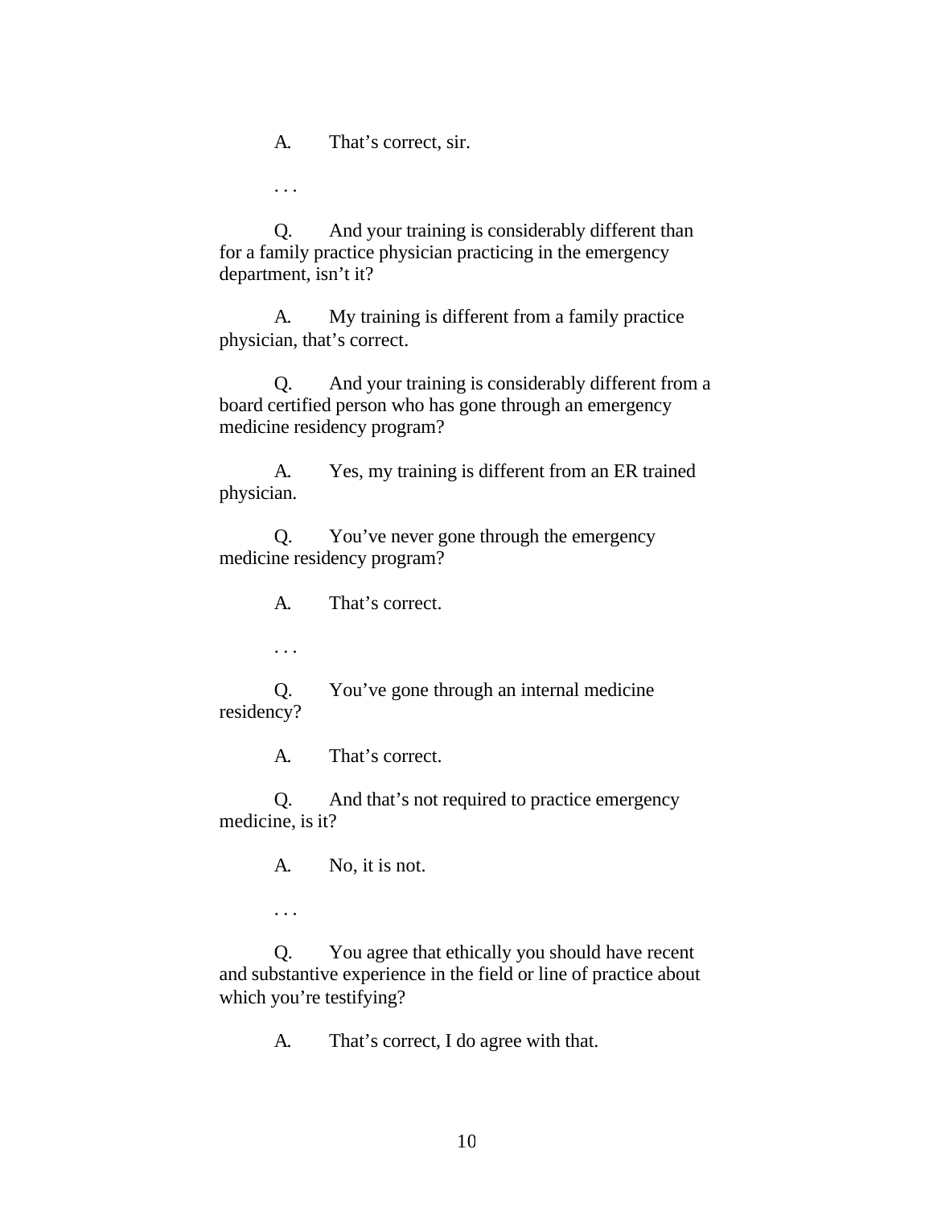A. That's correct, sir.

. . .

Q. And your training is considerably different than for a family practice physician practicing in the emergency department, isn't it?

A. My training is different from a family practice physician, that's correct.

Q. And your training is considerably different from a board certified person who has gone through an emergency medicine residency program?

A. Yes, my training is different from an ER trained physician.

Q. You've never gone through the emergency medicine residency program?

A. That's correct.

. . .

Q. You've gone through an internal medicine residency?

A. That's correct.

Q. And that's not required to practice emergency medicine, is it?

A. No, it is not.

. . .

Q. You agree that ethically you should have recent and substantive experience in the field or line of practice about which you're testifying?

A. That's correct, I do agree with that.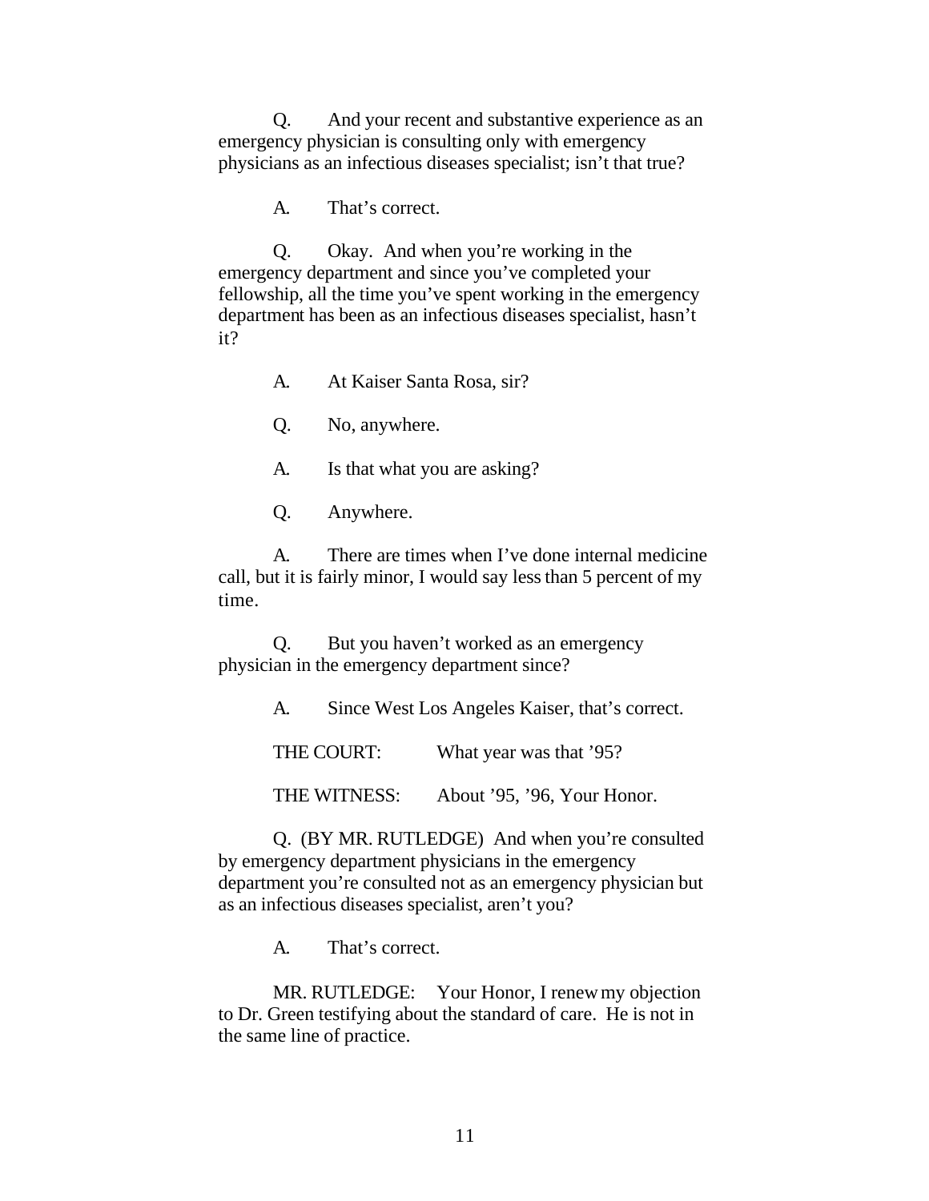Q. And your recent and substantive experience as an emergency physician is consulting only with emergency physicians as an infectious diseases specialist; isn't that true?

A. That's correct.

Q. Okay. And when you're working in the emergency department and since you've completed your fellowship, all the time you've spent working in the emergency department has been as an infectious diseases specialist, hasn't it?

A. At Kaiser Santa Rosa, sir?

Q. No, anywhere.

A. Is that what you are asking?

Q. Anywhere.

A. There are times when I've done internal medicine call, but it is fairly minor, I would say less than 5 percent of my time.

Q. But you haven't worked as an emergency physician in the emergency department since?

A. Since West Los Angeles Kaiser, that's correct.

THE COURT: What year was that '95?

THE WITNESS: About '95, '96, Your Honor.

Q. (BY MR. RUTLEDGE) And when you're consulted by emergency department physicians in the emergency department you're consulted not as an emergency physician but as an infectious diseases specialist, aren't you?

A. That's correct.

MR. RUTLEDGE: Your Honor, I renew my objection to Dr. Green testifying about the standard of care. He is not in the same line of practice.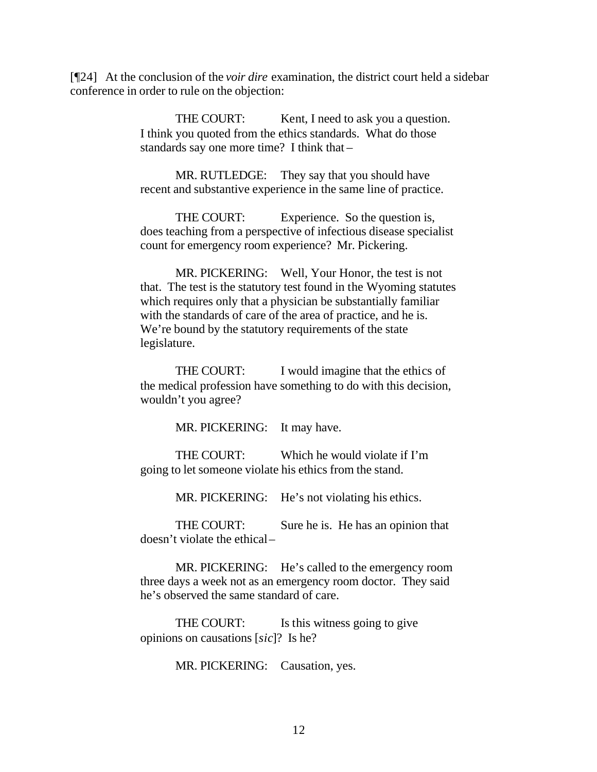[¶24] At the conclusion of the *voir dire* examination, the district court held a sidebar conference in order to rule on the objection:

> THE COURT: Kent, I need to ask you a question. I think you quoted from the ethics standards. What do those standards say one more time? I think that –
>
> MR. RUTLEDGE: They say that you should have recent and substantive experience in the same line of practice.
>
> THE COURT: Experience. So the question is, does teaching from a perspective of infectious disease specialist count for emergency room experience? Mr. Pickering.
>
> MR. PICKERING: Well, Your Honor, the test is not that. The test is the statutory test found in the Wyoming statutes which requires only that a physician be substantially familiar with the standards of care of the area of practice, and he is. We're bound by the statutory requirements of the state legislature.
>
> THE COURT: I would imagine that the ethics of the medical profession have something to do with this decision, wouldn't you agree?
>
> MR. PICKERING: It may have.
>
> THE COURT: Which he would violate if I'm going to let someone violate his ethics from the stand.
>
> MR. PICKERING: He's not violating his ethics.
>
> THE COURT: Sure he is. He has an opinion that doesn't violate the ethical –
>
> MR. PICKERING: He's called to the emergency room three days a week not as an emergency room doctor. They said he's observed the same standard of care.
>
> THE COURT: Is this witness going to give opinions on causations [*sic*]? Is he?
>
> MR. PICKERING: Causation, yes.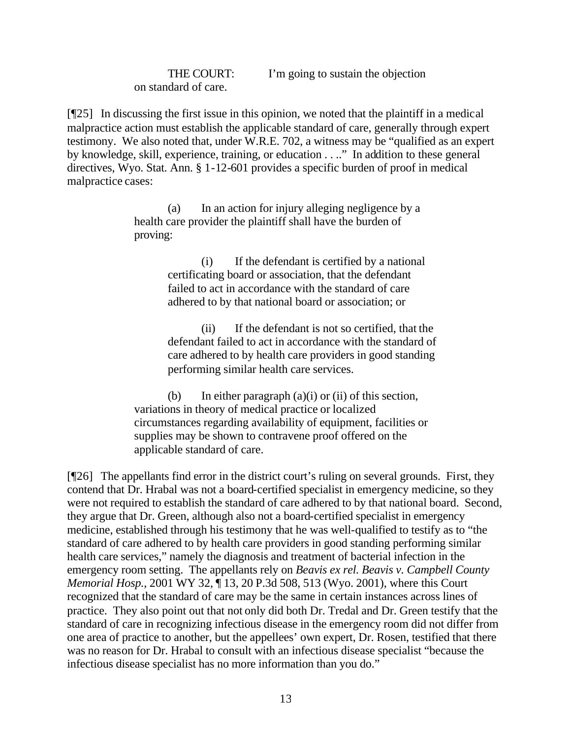THE COURT: I'm going to sustain the objection on standard of care.

[¶25] In discussing the first issue in this opinion, we noted that the plaintiff in a medical malpractice action must establish the applicable standard of care, generally through expert testimony. We also noted that, under W.R.E. 702, a witness may be "qualified as an expert by knowledge, skill, experience, training, or education . . .." In addition to these general directives, Wyo. Stat. Ann. § 1-12-601 provides a specific burden of proof in medical malpractice cases:

> (a) In an action for injury alleging negligence by a health care provider the plaintiff shall have the burden of proving:
>
> > (i) If the defendant is certified by a national certificating board or association, that the defendant failed to act in accordance with the standard of care adhered to by that national board or association; or
> >
> > (ii) If the defendant is not so certified, that the defendant failed to act in accordance with the standard of care adhered to by health care providers in good standing performing similar health care services.
>
> (b) In either paragraph (a)(i) or (ii) of this section, variations in theory of medical practice or localized circumstances regarding availability of equipment, facilities or supplies may be shown to contravene proof offered on the applicable standard of care.

[¶26] The appellants find error in the district court's ruling on several grounds. First, they contend that Dr. Hrabal was not a board-certified specialist in emergency medicine, so they were not required to establish the standard of care adhered to by that national board. Second, they argue that Dr. Green, although also not a board-certified specialist in emergency medicine, established through his testimony that he was well-qualified to testify as to "the standard of care adhered to by health care providers in good standing performing similar health care services," namely the diagnosis and treatment of bacterial infection in the emergency room setting. The appellants rely on *Beavis ex rel. Beavis v. Campbell County Memorial Hosp.*, 2001 WY 32, ¶ 13, 20 P.3d 508, 513 (Wyo. 2001), where this Court recognized that the standard of care may be the same in certain instances across lines of practice. They also point out that not only did both Dr. Tredal and Dr. Green testify that the standard of care in recognizing infectious disease in the emergency room did not differ from one area of practice to another, but the appellees' own expert, Dr. Rosen, testified that there was no reason for Dr. Hrabal to consult with an infectious disease specialist "because the infectious disease specialist has no more information than you do."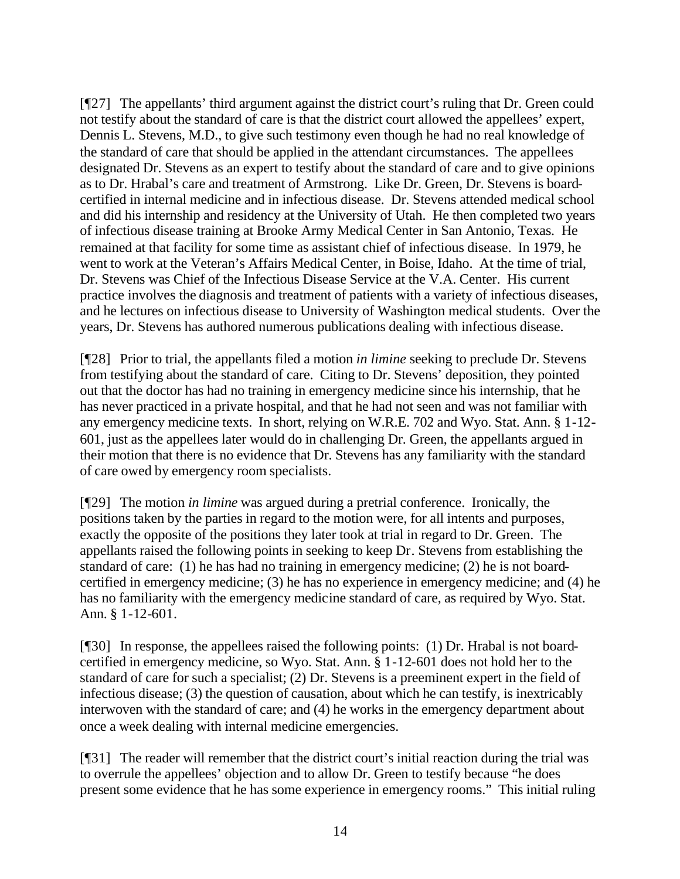[¶27] The appellants' third argument against the district court's ruling that Dr. Green could not testify about the standard of care is that the district court allowed the appellees' expert, Dennis L. Stevens, M.D., to give such testimony even though he had no real knowledge of the standard of care that should be applied in the attendant circumstances. The appellees designated Dr. Stevens as an expert to testify about the standard of care and to give opinions as to Dr. Hrabal's care and treatment of Armstrong. Like Dr. Green, Dr. Stevens is board-certified in internal medicine and in infectious disease. Dr. Stevens attended medical school and did his internship and residency at the University of Utah. He then completed two years of infectious disease training at Brooke Army Medical Center in San Antonio, Texas. He remained at that facility for some time as assistant chief of infectious disease. In 1979, he went to work at the Veteran's Affairs Medical Center, in Boise, Idaho. At the time of trial, Dr. Stevens was Chief of the Infectious Disease Service at the V.A. Center. His current practice involves the diagnosis and treatment of patients with a variety of infectious diseases, and he lectures on infectious disease to University of Washington medical students. Over the years, Dr. Stevens has authored numerous publications dealing with infectious disease.

[¶28] Prior to trial, the appellants filed a motion *in limine* seeking to preclude Dr. Stevens from testifying about the standard of care. Citing to Dr. Stevens' deposition, they pointed out that the doctor has had no training in emergency medicine since his internship, that he has never practiced in a private hospital, and that he had not seen and was not familiar with any emergency medicine texts. In short, relying on W.R.E. 702 and Wyo. Stat. Ann. § 1-12-601, just as the appellees later would do in challenging Dr. Green, the appellants argued in their motion that there is no evidence that Dr. Stevens has any familiarity with the standard of care owed by emergency room specialists.

[¶29] The motion *in limine* was argued during a pretrial conference. Ironically, the positions taken by the parties in regard to the motion were, for all intents and purposes, exactly the opposite of the positions they later took at trial in regard to Dr. Green. The appellants raised the following points in seeking to keep Dr. Stevens from establishing the standard of care: (1) he has had no training in emergency medicine; (2) he is not board-certified in emergency medicine; (3) he has no experience in emergency medicine; and (4) he has no familiarity with the emergency medicine standard of care, as required by Wyo. Stat. Ann. § 1-12-601.

[¶30] In response, the appellees raised the following points: (1) Dr. Hrabal is not board-certified in emergency medicine, so Wyo. Stat. Ann. § 1-12-601 does not hold her to the standard of care for such a specialist; (2) Dr. Stevens is a preeminent expert in the field of infectious disease; (3) the question of causation, about which he can testify, is inextricably interwoven with the standard of care; and (4) he works in the emergency department about once a week dealing with internal medicine emergencies.

[¶31] The reader will remember that the district court's initial reaction during the trial was to overrule the appellees' objection and to allow Dr. Green to testify because "he does present some evidence that he has some experience in emergency rooms." This initial ruling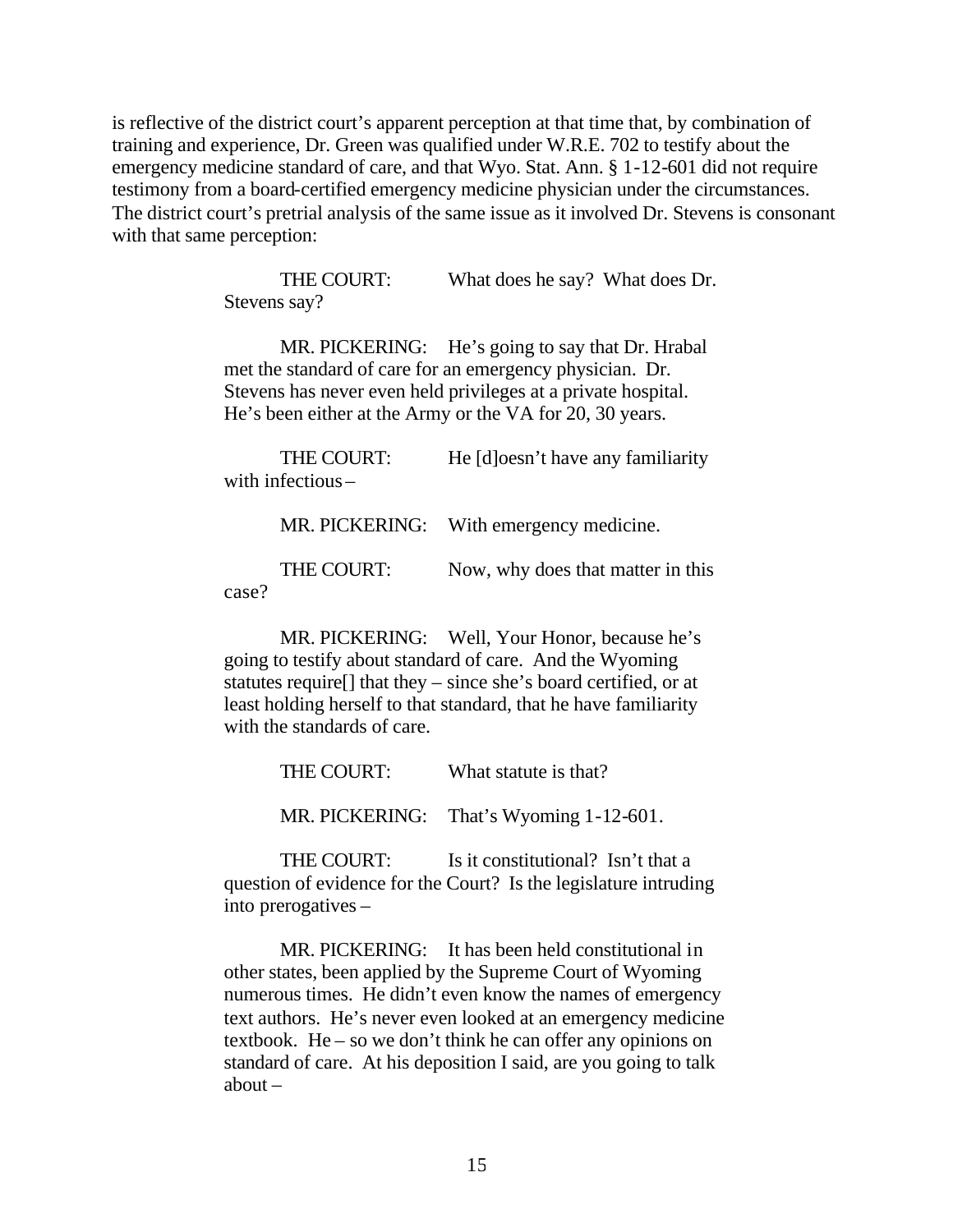is reflective of the district court's apparent perception at that time that, by combination of training and experience, Dr. Green was qualified under W.R.E. 702 to testify about the emergency medicine standard of care, and that Wyo. Stat. Ann. § 1-12-601 did not require testimony from a board-certified emergency medicine physician under the circumstances. The district court's pretrial analysis of the same issue as it involved Dr. Stevens is consonant with that same perception:

> THE COURT: What does he say? What does Dr. Stevens say?
>
> MR. PICKERING: He's going to say that Dr. Hrabal met the standard of care for an emergency physician. Dr. Stevens has never even held privileges at a private hospital. He's been either at the Army or the VA for 20, 30 years.
>
> THE COURT: He [d]oesn't have any familiarity with infectious –
>
> MR. PICKERING: With emergency medicine.
>
> THE COURT: Now, why does that matter in this case?
>
> MR. PICKERING: Well, Your Honor, because he's going to testify about standard of care. And the Wyoming statutes require[] that they – since she's board certified, or at least holding herself to that standard, that he have familiarity with the standards of care.
>
> THE COURT: What statute is that?
>
> MR. PICKERING: That's Wyoming 1-12-601.
>
> THE COURT: Is it constitutional? Isn't that a question of evidence for the Court? Is the legislature intruding into prerogatives –
>
> MR. PICKERING: It has been held constitutional in other states, been applied by the Supreme Court of Wyoming numerous times. He didn't even know the names of emergency text authors. He's never even looked at an emergency medicine textbook. He – so we don't think he can offer any opinions on standard of care. At his deposition I said, are you going to talk about –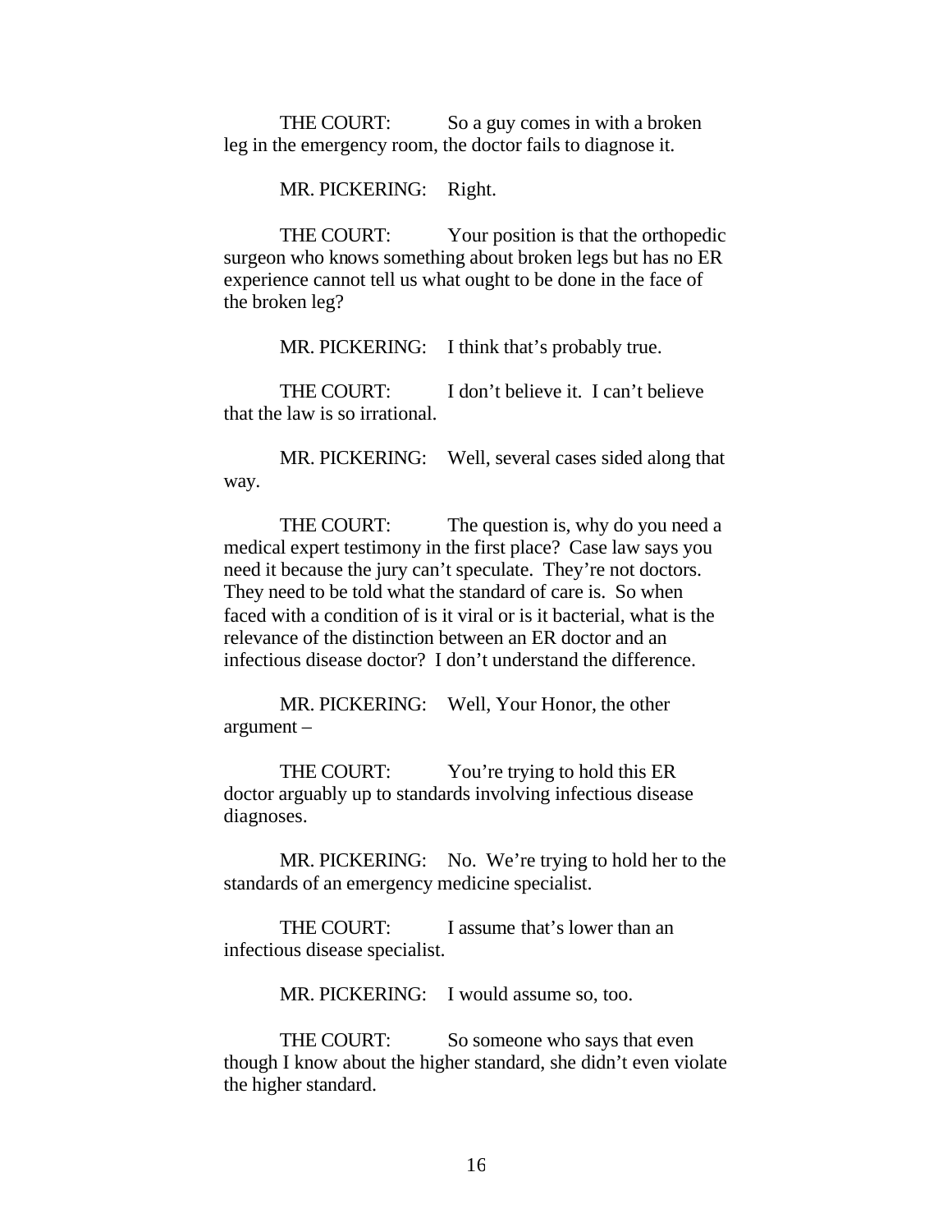THE COURT: So a guy comes in with a broken leg in the emergency room, the doctor fails to diagnose it.

MR. PICKERING: Right.

THE COURT: Your position is that the orthopedic surgeon who knows something about broken legs but has no ER experience cannot tell us what ought to be done in the face of the broken leg?

MR. PICKERING: I think that's probably true.

THE COURT: I don't believe it. I can't believe that the law is so irrational.

MR. PICKERING: Well, several cases sided along that way.

THE COURT: The question is, why do you need a medical expert testimony in the first place? Case law says you need it because the jury can't speculate. They're not doctors. They need to be told what the standard of care is. So when faced with a condition of is it viral or is it bacterial, what is the relevance of the distinction between an ER doctor and an infectious disease doctor? I don't understand the difference.

MR. PICKERING: Well, Your Honor, the other argument –

THE COURT: You're trying to hold this ER doctor arguably up to standards involving infectious disease diagnoses.

MR. PICKERING: No. We're trying to hold her to the standards of an emergency medicine specialist.

THE COURT: I assume that's lower than an infectious disease specialist.

MR. PICKERING: I would assume so, too.

THE COURT: So someone who says that even though I know about the higher standard, she didn't even violate the higher standard.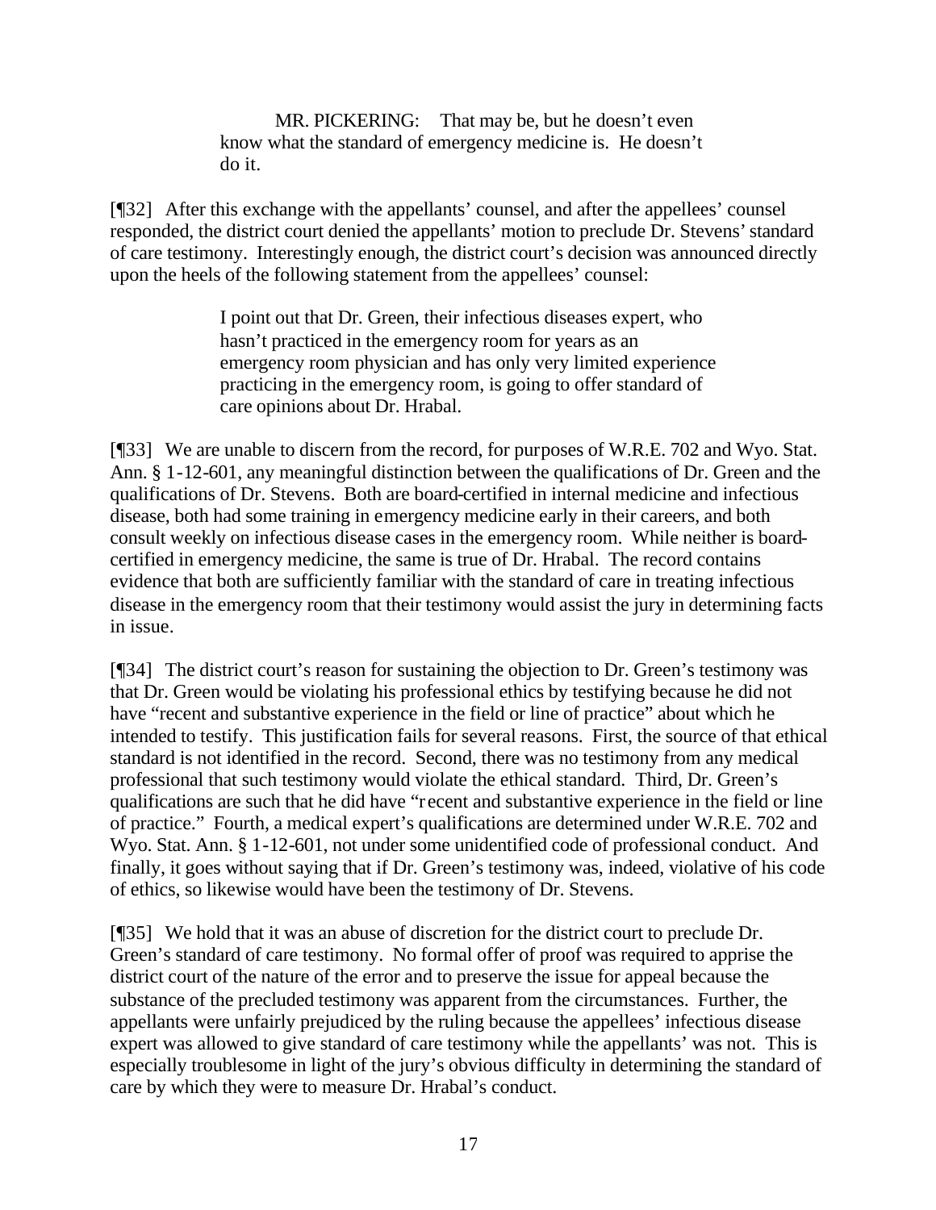> MR. PICKERING: That may be, but he doesn't even know what the standard of emergency medicine is. He doesn't do it.

[¶32] After this exchange with the appellants' counsel, and after the appellees' counsel responded, the district court denied the appellants' motion to preclude Dr. Stevens' standard of care testimony. Interestingly enough, the district court's decision was announced directly upon the heels of the following statement from the appellees' counsel:

> I point out that Dr. Green, their infectious diseases expert, who hasn't practiced in the emergency room for years as an emergency room physician and has only very limited experience practicing in the emergency room, is going to offer standard of care opinions about Dr. Hrabal.

[¶33] We are unable to discern from the record, for purposes of W.R.E. 702 and Wyo. Stat. Ann. § 1-12-601, any meaningful distinction between the qualifications of Dr. Green and the qualifications of Dr. Stevens. Both are board-certified in internal medicine and infectious disease, both had some training in emergency medicine early in their careers, and both consult weekly on infectious disease cases in the emergency room. While neither is board-certified in emergency medicine, the same is true of Dr. Hrabal. The record contains evidence that both are sufficiently familiar with the standard of care in treating infectious disease in the emergency room that their testimony would assist the jury in determining facts in issue.

[¶34] The district court's reason for sustaining the objection to Dr. Green's testimony was that Dr. Green would be violating his professional ethics by testifying because he did not have "recent and substantive experience in the field or line of practice" about which he intended to testify. This justification fails for several reasons. First, the source of that ethical standard is not identified in the record. Second, there was no testimony from any medical professional that such testimony would violate the ethical standard. Third, Dr. Green's qualifications are such that he did have "recent and substantive experience in the field or line of practice." Fourth, a medical expert's qualifications are determined under W.R.E. 702 and Wyo. Stat. Ann. § 1-12-601, not under some unidentified code of professional conduct. And finally, it goes without saying that if Dr. Green's testimony was, indeed, violative of his code of ethics, so likewise would have been the testimony of Dr. Stevens.

[¶35] We hold that it was an abuse of discretion for the district court to preclude Dr. Green's standard of care testimony. No formal offer of proof was required to apprise the district court of the nature of the error and to preserve the issue for appeal because the substance of the precluded testimony was apparent from the circumstances. Further, the appellants were unfairly prejudiced by the ruling because the appellees' infectious disease expert was allowed to give standard of care testimony while the appellants' was not. This is especially troublesome in light of the jury's obvious difficulty in determining the standard of care by which they were to measure Dr. Hrabal's conduct.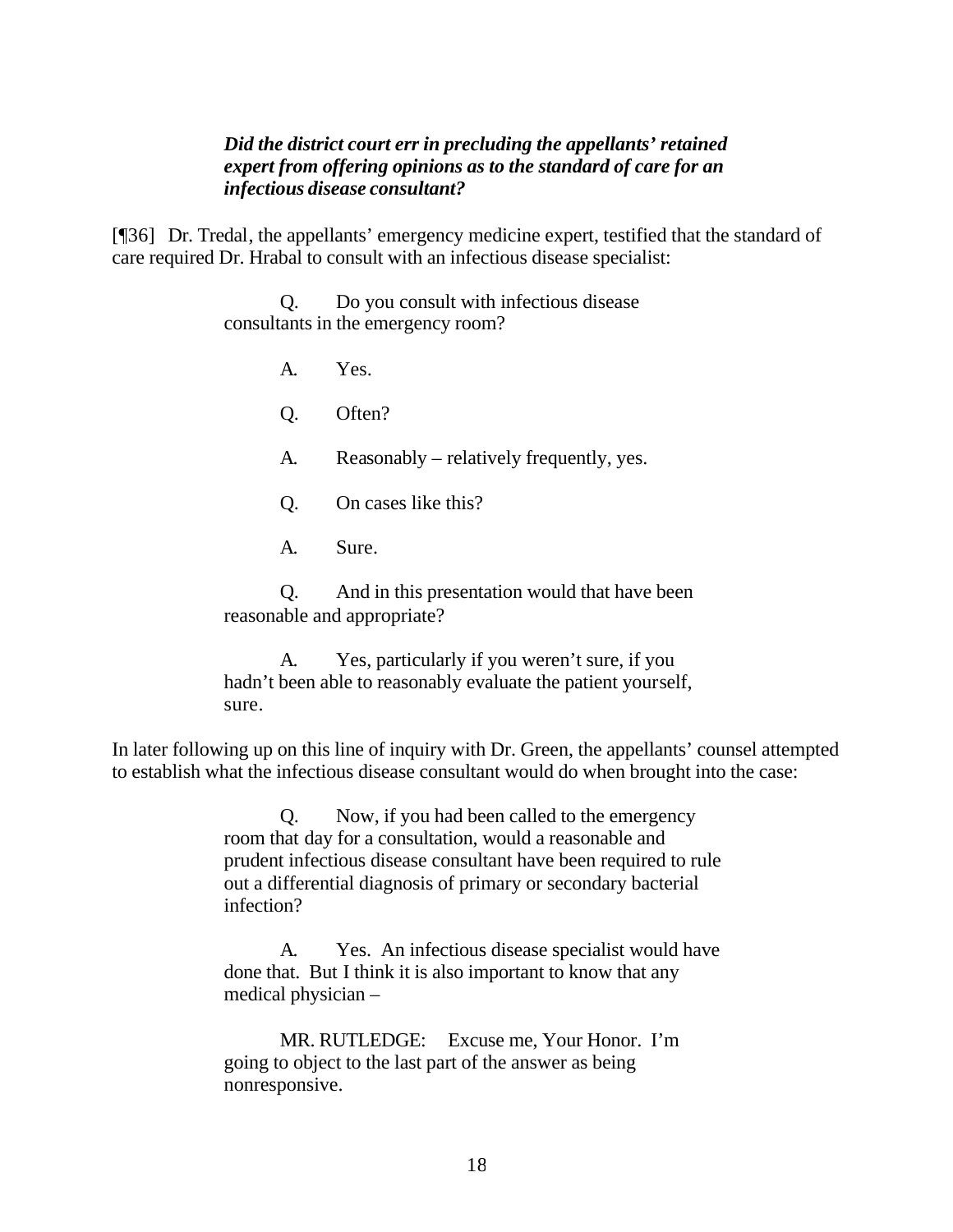***Did the district court err in precluding the appellants' retained expert from offering opinions as to the standard of care for an infectious disease consultant?***

[¶36] Dr. Tredal, the appellants' emergency medicine expert, testified that the standard of care required Dr. Hrabal to consult with an infectious disease specialist:

> Q. Do you consult with infectious disease consultants in the emergency room?
>
> A. Yes.
>
> Q. Often?
>
> A. Reasonably – relatively frequently, yes.
>
> Q. On cases like this?
>
> A. Sure.
>
> Q. And in this presentation would that have been reasonable and appropriate?
>
> A. Yes, particularly if you weren't sure, if you hadn't been able to reasonably evaluate the patient yourself, sure.

In later following up on this line of inquiry with Dr. Green, the appellants' counsel attempted to establish what the infectious disease consultant would do when brought into the case:

> Q. Now, if you had been called to the emergency room that day for a consultation, would a reasonable and prudent infectious disease consultant have been required to rule out a differential diagnosis of primary or secondary bacterial infection?
>
> A. Yes. An infectious disease specialist would have done that. But I think it is also important to know that any medical physician –
>
> MR. RUTLEDGE: Excuse me, Your Honor. I'm going to object to the last part of the answer as being nonresponsive.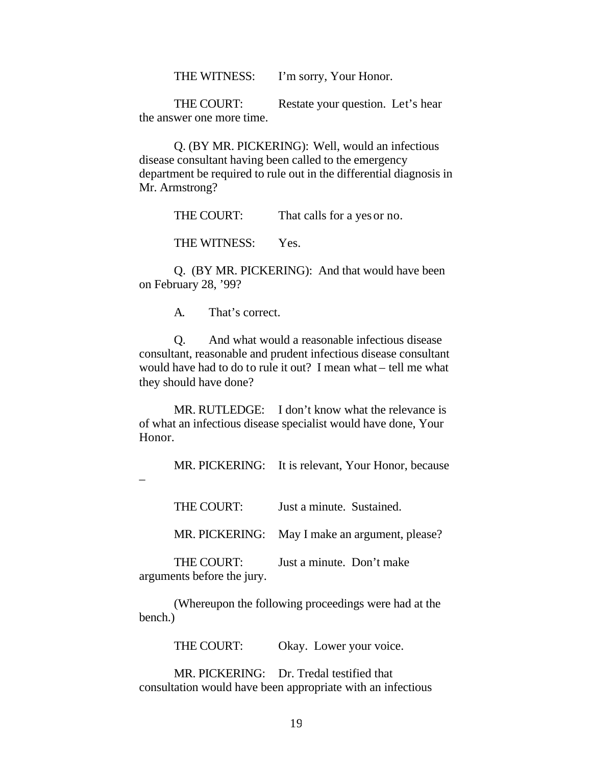THE WITNESS: I'm sorry, Your Honor.

THE COURT: Restate your question. Let's hear the answer one more time.

Q. (BY MR. PICKERING): Well, would an infectious disease consultant having been called to the emergency department be required to rule out in the differential diagnosis in Mr. Armstrong?

THE COURT: That calls for a yes or no.

THE WITNESS: Yes.

Q. (BY MR. PICKERING): And that would have been on February 28, '99?

A. That's correct.

Q. And what would a reasonable infectious disease consultant, reasonable and prudent infectious disease consultant would have had to do to rule it out? I mean what – tell me what they should have done?

MR. RUTLEDGE: I don't know what the relevance is of what an infectious disease specialist would have done, Your Honor.

MR. PICKERING: It is relevant, Your Honor, because –

THE COURT: Just a minute. Sustained.

MR. PICKERING: May I make an argument, please?

THE COURT: Just a minute. Don't make arguments before the jury.

(Whereupon the following proceedings were had at the bench.)

THE COURT: Okay. Lower your voice.

MR. PICKERING: Dr. Tredal testified that consultation would have been appropriate with an infectious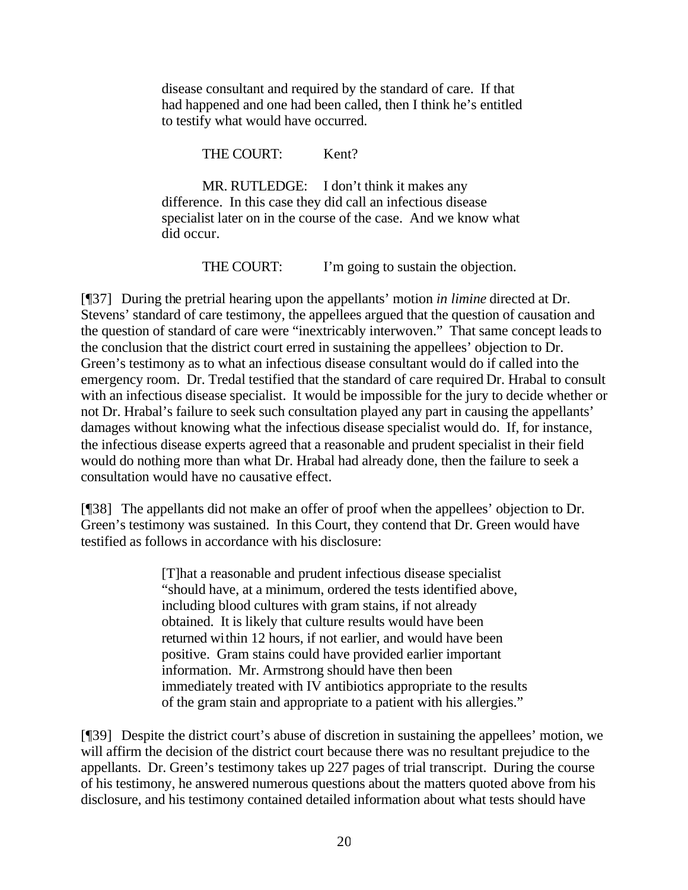> disease consultant and required by the standard of care. If that had happened and one had been called, then I think he's entitled to testify what would have occurred.
>
> THE COURT: Kent?
>
> MR. RUTLEDGE: I don't think it makes any difference. In this case they did call an infectious disease specialist later on in the course of the case. And we know what did occur.
>
> THE COURT: I'm going to sustain the objection.

[¶37] During the pretrial hearing upon the appellants' motion *in limine* directed at Dr. Stevens' standard of care testimony, the appellees argued that the question of causation and the question of standard of care were "inextricably interwoven." That same concept leads to the conclusion that the district court erred in sustaining the appellees' objection to Dr. Green's testimony as to what an infectious disease consultant would do if called into the emergency room. Dr. Tredal testified that the standard of care required Dr. Hrabal to consult with an infectious disease specialist. It would be impossible for the jury to decide whether or not Dr. Hrabal's failure to seek such consultation played any part in causing the appellants' damages without knowing what the infectious disease specialist would do. If, for instance, the infectious disease experts agreed that a reasonable and prudent specialist in their field would do nothing more than what Dr. Hrabal had already done, then the failure to seek a consultation would have no causative effect.

[¶38] The appellants did not make an offer of proof when the appellees' objection to Dr. Green's testimony was sustained. In this Court, they contend that Dr. Green would have testified as follows in accordance with his disclosure:

> [T]hat a reasonable and prudent infectious disease specialist "should have, at a minimum, ordered the tests identified above, including blood cultures with gram stains, if not already obtained. It is likely that culture results would have been returned within 12 hours, if not earlier, and would have been positive. Gram stains could have provided earlier important information. Mr. Armstrong should have then been immediately treated with IV antibiotics appropriate to the results of the gram stain and appropriate to a patient with his allergies."

[¶39] Despite the district court's abuse of discretion in sustaining the appellees' motion, we will affirm the decision of the district court because there was no resultant prejudice to the appellants. Dr. Green's testimony takes up 227 pages of trial transcript. During the course of his testimony, he answered numerous questions about the matters quoted above from his disclosure, and his testimony contained detailed information about what tests should have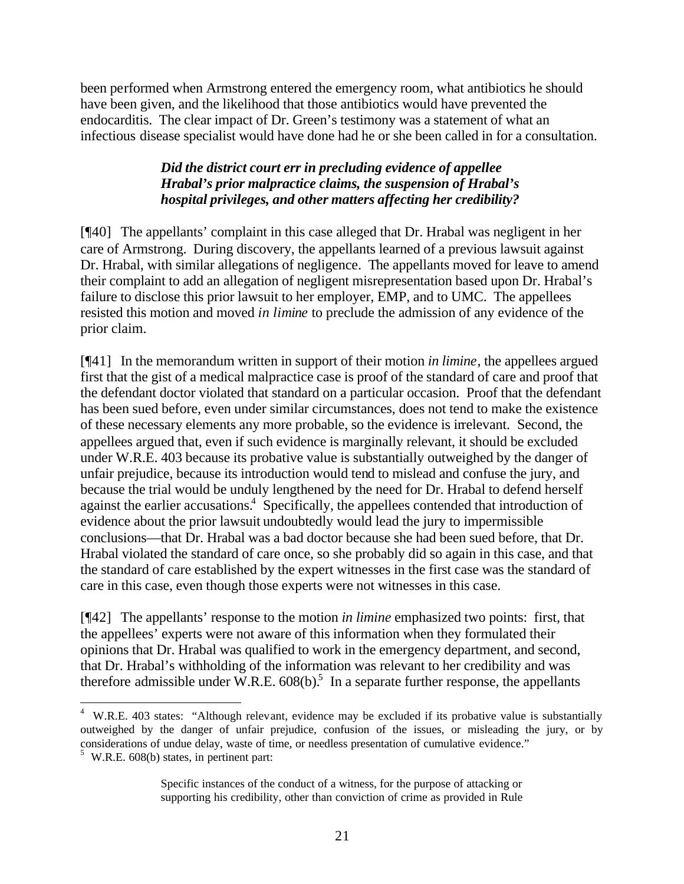been performed when Armstrong entered the emergency room, what antibiotics he should have been given, and the likelihood that those antibiotics would have prevented the endocarditis. The clear impact of Dr. Green's testimony was a statement of what an infectious disease specialist would have done had he or she been called in for a consultation.

***Did the district court err in precluding evidence of appellee Hrabal's prior malpractice claims, the suspension of Hrabal's hospital privileges, and other matters affecting her credibility?***

[¶40] The appellants' complaint in this case alleged that Dr. Hrabal was negligent in her care of Armstrong. During discovery, the appellants learned of a previous lawsuit against Dr. Hrabal, with similar allegations of negligence. The appellants moved for leave to amend their complaint to add an allegation of negligent misrepresentation based upon Dr. Hrabal's failure to disclose this prior lawsuit to her employer, EMP, and to UMC. The appellees resisted this motion and moved *in limine* to preclude the admission of any evidence of the prior claim.

[¶41] In the memorandum written in support of their motion *in limine*, the appellees argued first that the gist of a medical malpractice case is proof of the standard of care and proof that the defendant doctor violated that standard on a particular occasion. Proof that the defendant has been sued before, even under similar circumstances, does not tend to make the existence of these necessary elements any more probable, so the evidence is irrelevant. Second, the appellees argued that, even if such evidence is marginally relevant, it should be excluded under W.R.E. 403 because its probative value is substantially outweighed by the danger of unfair prejudice, because its introduction would tend to mislead and confuse the jury, and because the trial would be unduly lengthened by the need for Dr. Hrabal to defend herself against the earlier accusations.[4] Specifically, the appellees contended that introduction of evidence about the prior lawsuit undoubtedly would lead the jury to impermissible conclusions—that Dr. Hrabal was a bad doctor because she had been sued before, that Dr. Hrabal violated the standard of care once, so she probably did so again in this case, and that the standard of care established by the expert witnesses in the first case was the standard of care in this case, even though those experts were not witnesses in this case.

[¶42] The appellants' response to the motion *in limine* emphasized two points: first, that the appellees' experts were not aware of this information when they formulated their opinions that Dr. Hrabal was qualified to work in the emergency department, and second, that Dr. Hrabal's withholding of the information was relevant to her credibility and was therefore admissible under W.R.E. 608(b).[5] In a separate further response, the appellants

---

[4] W.R.E. 403 states: "Although relevant, evidence may be excluded if its probative value is substantially outweighed by the danger of unfair prejudice, confusion of the issues, or misleading the jury, or by considerations of undue delay, waste of time, or needless presentation of cumulative evidence."

[5] W.R.E. 608(b) states, in pertinent part:

> Specific instances of the conduct of a witness, for the purpose of attacking or supporting his credibility, other than conviction of crime as provided in Rule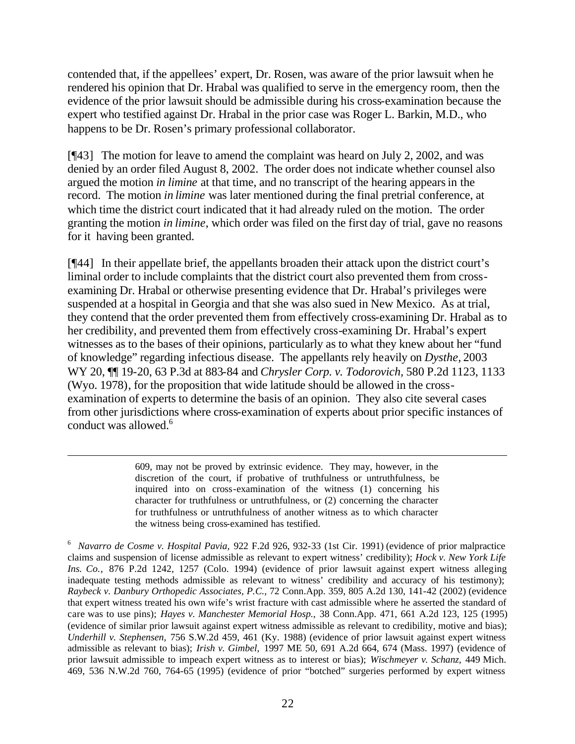contended that, if the appellees' expert, Dr. Rosen, was aware of the prior lawsuit when he rendered his opinion that Dr. Hrabal was qualified to serve in the emergency room, then the evidence of the prior lawsuit should be admissible during his cross-examination because the expert who testified against Dr. Hrabal in the prior case was Roger L. Barkin, M.D., who happens to be Dr. Rosen's primary professional collaborator.

[¶43] The motion for leave to amend the complaint was heard on July 2, 2002, and was denied by an order filed August 8, 2002. The order does not indicate whether counsel also argued the motion *in limine* at that time, and no transcript of the hearing appears in the record. The motion *in limine* was later mentioned during the final pretrial conference, at which time the district court indicated that it had already ruled on the motion. The order granting the motion *in limine*, which order was filed on the first day of trial, gave no reasons for it having been granted.

[¶44] In their appellate brief, the appellants broaden their attack upon the district court's liminal order to include complaints that the district court also prevented them from cross-examining Dr. Hrabal or otherwise presenting evidence that Dr. Hrabal's privileges were suspended at a hospital in Georgia and that she was also sued in New Mexico. As at trial, they contend that the order prevented them from effectively cross-examining Dr. Hrabal as to her credibility, and prevented them from effectively cross-examining Dr. Hrabal's expert witnesses as to the bases of their opinions, particularly as to what they knew about her "fund of knowledge" regarding infectious disease. The appellants rely heavily on *Dysthe,* 2003 WY 20, ¶¶ 19-20, 63 P.3d at 883-84 and *Chrysler Corp. v. Todorovich*, 580 P.2d 1123, 1133 (Wyo. 1978), for the proposition that wide latitude should be allowed in the cross-examination of experts to determine the basis of an opinion. They also cite several cases from other jurisdictions where cross-examination of experts about prior specific instances of conduct was allowed.[6]

---

> 609, may not be proved by extrinsic evidence. They may, however, in the discretion of the court, if probative of truthfulness or untruthfulness, be inquired into on cross-examination of the witness (1) concerning his character for truthfulness or untruthfulness, or (2) concerning the character for truthfulness or untruthfulness of another witness as to which character the witness being cross-examined has testified.

[6] *Navarro de Cosme v. Hospital Pavia*, 922 F.2d 926, 932-33 (1st Cir. 1991) (evidence of prior malpractice claims and suspension of license admissible as relevant to expert witness' credibility); *Hock v. New York Life Ins. Co.*, 876 P.2d 1242, 1257 (Colo. 1994) (evidence of prior lawsuit against expert witness alleging inadequate testing methods admissible as relevant to witness' credibility and accuracy of his testimony); *Raybeck v. Danbury Orthopedic Associates, P.C.*, 72 Conn.App. 359, 805 A.2d 130, 141-42 (2002) (evidence that expert witness treated his own wife's wrist fracture with cast admissible where he asserted the standard of care was to use pins); *Hayes v. Manchester Memorial Hosp.*, 38 Conn.App. 471, 661 A.2d 123, 125 (1995) (evidence of similar prior lawsuit against expert witness admissible as relevant to credibility, motive and bias); *Underhill v. Stephensen*, 756 S.W.2d 459, 461 (Ky. 1988) (evidence of prior lawsuit against expert witness admissible as relevant to bias); *Irish v. Gimbel*, 1997 ME 50, 691 A.2d 664, 674 (Mass. 1997) (evidence of prior lawsuit admissible to impeach expert witness as to interest or bias); *Wischmeyer v. Schanz*, 449 Mich. 469, 536 N.W.2d 760, 764-65 (1995) (evidence of prior "botched" surgeries performed by expert witness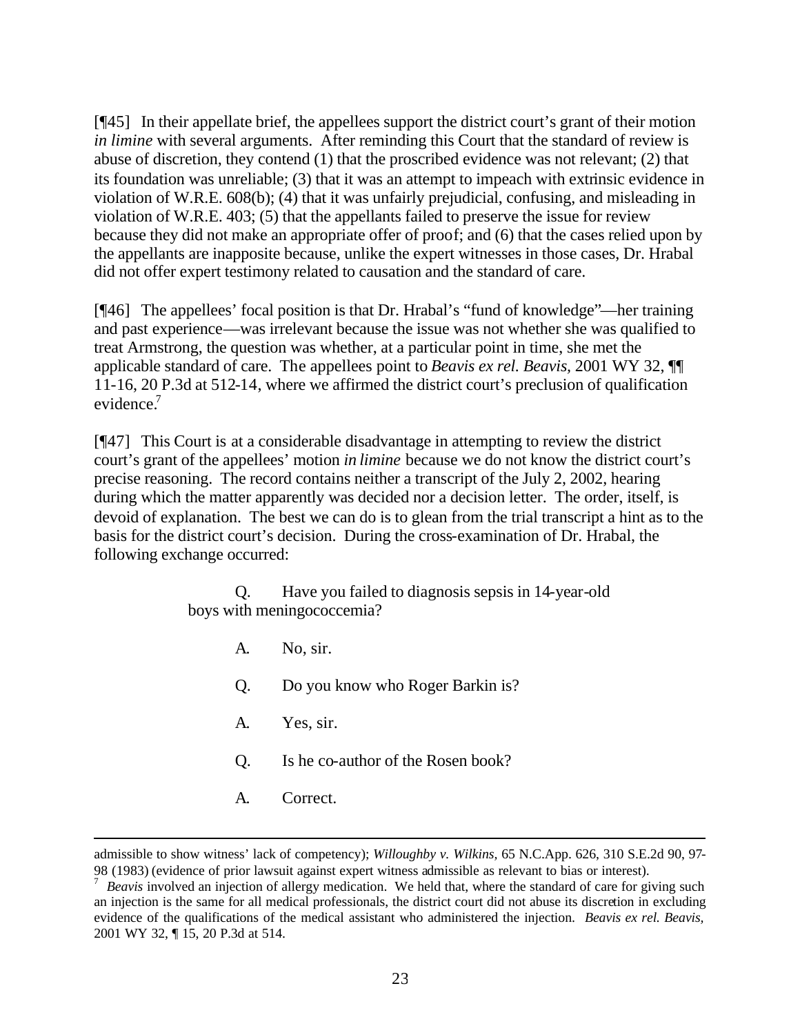[¶45] In their appellate brief, the appellees support the district court's grant of their motion *in limine* with several arguments. After reminding this Court that the standard of review is abuse of discretion, they contend (1) that the proscribed evidence was not relevant; (2) that its foundation was unreliable; (3) that it was an attempt to impeach with extrinsic evidence in violation of W.R.E. 608(b); (4) that it was unfairly prejudicial, confusing, and misleading in violation of W.R.E. 403; (5) that the appellants failed to preserve the issue for review because they did not make an appropriate offer of proof; and (6) that the cases relied upon by the appellants are inapposite because, unlike the expert witnesses in those cases, Dr. Hrabal did not offer expert testimony related to causation and the standard of care.

[¶46] The appellees' focal position is that Dr. Hrabal's "fund of knowledge"—her training and past experience—was irrelevant because the issue was not whether she was qualified to treat Armstrong, the question was whether, at a particular point in time, she met the applicable standard of care. The appellees point to *Beavis ex rel. Beavis,* 2001 WY 32, ¶¶ 11-16, 20 P.3d at 512-14, where we affirmed the district court's preclusion of qualification evidence.[7]

[¶47] This Court is at a considerable disadvantage in attempting to review the district court's grant of the appellees' motion *in limine* because we do not know the district court's precise reasoning. The record contains neither a transcript of the July 2, 2002, hearing during which the matter apparently was decided nor a decision letter. The order, itself, is devoid of explanation. The best we can do is to glean from the trial transcript a hint as to the basis for the district court's decision. During the cross-examination of Dr. Hrabal, the following exchange occurred:

> Q. Have you failed to diagnosis sepsis in 14-year-old boys with meningococcemia?
>
> A. No, sir.
>
> Q. Do you know who Roger Barkin is?
>
> A. Yes, sir.
>
> Q. Is he co-author of the Rosen book?
>
> A. Correct.

---

admissible to show witness' lack of competency); *Willoughby v. Wilkins,* 65 N.C.App. 626, 310 S.E.2d 90, 97-98 (1983) (evidence of prior lawsuit against expert witness admissible as relevant to bias or interest).

[7] *Beavis* involved an injection of allergy medication. We held that, where the standard of care for giving such an injection is the same for all medical professionals, the district court did not abuse its discretion in excluding evidence of the qualifications of the medical assistant who administered the injection. *Beavis ex rel. Beavis,* 2001 WY 32, ¶ 15, 20 P.3d at 514.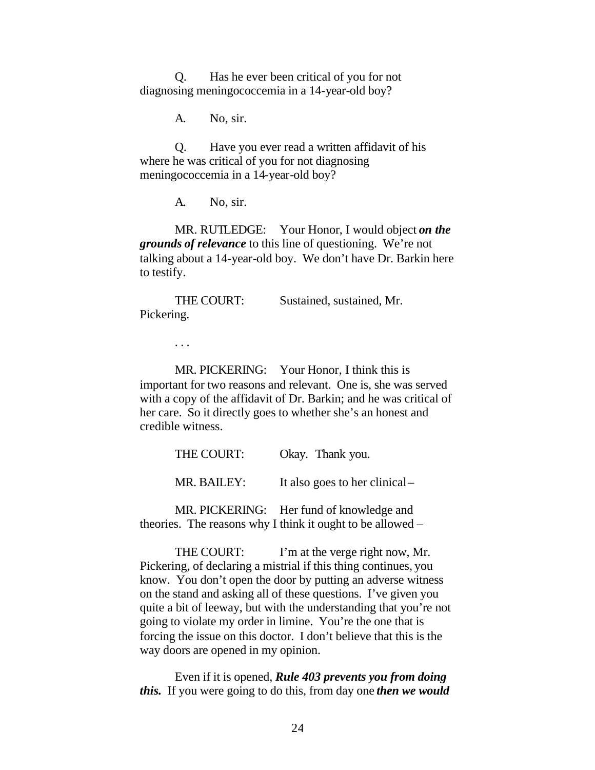Q. Has he ever been critical of you for not diagnosing meningococcemia in a 14-year-old boy?

A. No, sir.

Q. Have you ever read a written affidavit of his where he was critical of you for not diagnosing meningococcemia in a 14-year-old boy?

A. No, sir.

MR. RUTLEDGE: Your Honor, I would object ***on the grounds of relevance*** to this line of questioning. We're not talking about a 14-year-old boy. We don't have Dr. Barkin here to testify.

THE COURT: Sustained, sustained, Mr. Pickering.

. . .

MR. PICKERING: Your Honor, I think this is important for two reasons and relevant. One is, she was served with a copy of the affidavit of Dr. Barkin; and he was critical of her care. So it directly goes to whether she's an honest and credible witness.

THE COURT: Okay. Thank you.

MR. BAILEY: It also goes to her clinical –

MR. PICKERING: Her fund of knowledge and theories. The reasons why I think it ought to be allowed –

THE COURT: I'm at the verge right now, Mr. Pickering, of declaring a mistrial if this thing continues, you know. You don't open the door by putting an adverse witness on the stand and asking all of these questions. I've given you quite a bit of leeway, but with the understanding that you're not going to violate my order in limine. You're the one that is forcing the issue on this doctor. I don't believe that this is the way doors are opened in my opinion.

Even if it is opened, ***Rule 403 prevents you from doing this.*** If you were going to do this, from day one ***then we would***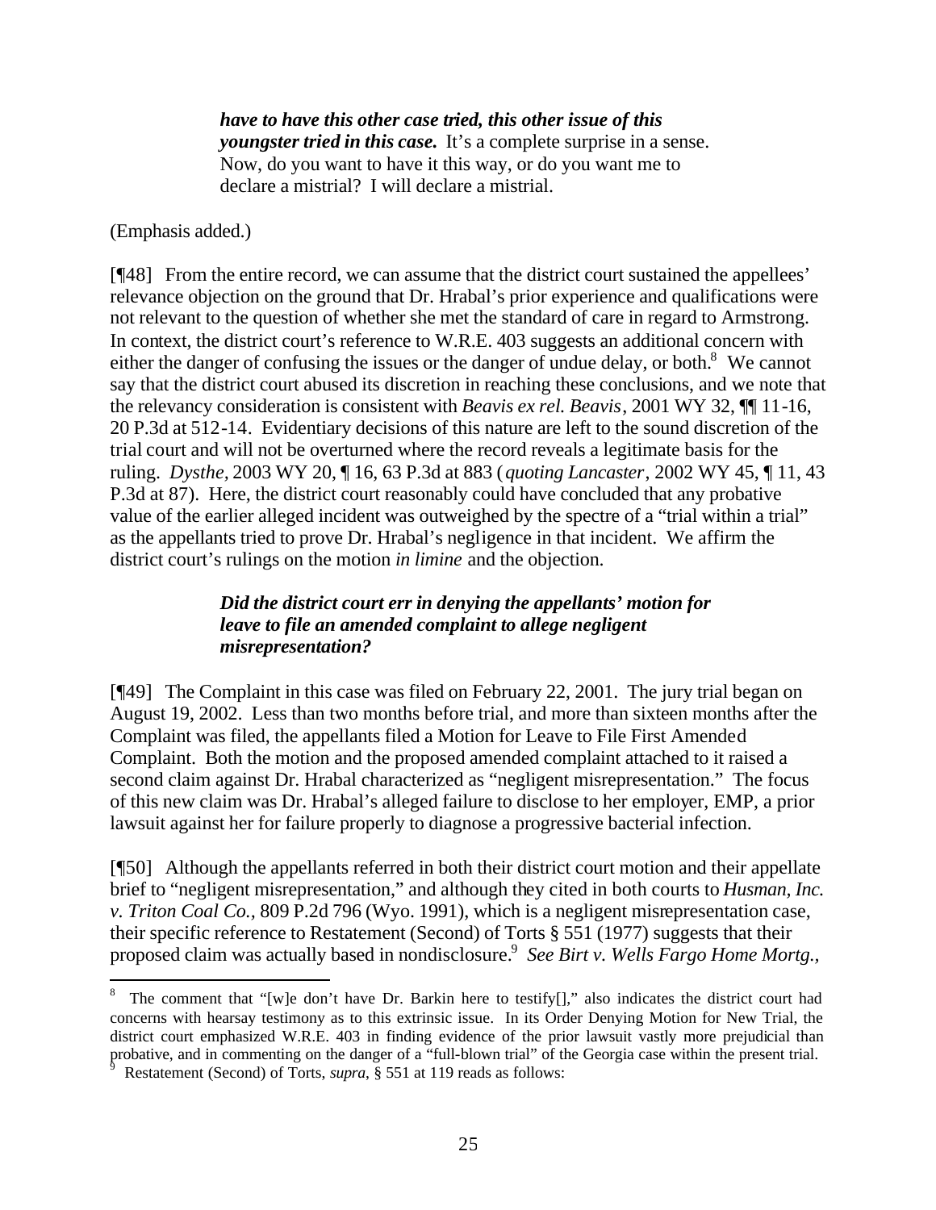> ***have to have this other case tried, this other issue of this youngster tried in this case.*** It's a complete surprise in a sense. Now, do you want to have it this way, or do you want me to declare a mistrial? I will declare a mistrial.

(Emphasis added.)

[¶48] From the entire record, we can assume that the district court sustained the appellees' relevance objection on the ground that Dr. Hrabal's prior experience and qualifications were not relevant to the question of whether she met the standard of care in regard to Armstrong. In context, the district court's reference to W.R.E. 403 suggests an additional concern with either the danger of confusing the issues or the danger of undue delay, or both.[8] We cannot say that the district court abused its discretion in reaching these conclusions, and we note that the relevancy consideration is consistent with *Beavis ex rel. Beavis*, 2001 WY 32, ¶¶ 11-16, 20 P.3d at 512-14. Evidentiary decisions of this nature are left to the sound discretion of the trial court and will not be overturned where the record reveals a legitimate basis for the ruling. *Dysthe*, 2003 WY 20, ¶ 16, 63 P.3d at 883 (*quoting Lancaster*, 2002 WY 45, ¶ 11, 43 P.3d at 87). Here, the district court reasonably could have concluded that any probative value of the earlier alleged incident was outweighed by the spectre of a "trial within a trial" as the appellants tried to prove Dr. Hrabal's negligence in that incident. We affirm the district court's rulings on the motion *in limine* and the objection.

***Did the district court err in denying the appellants' motion for leave to file an amended complaint to allege negligent misrepresentation?***

[¶49] The Complaint in this case was filed on February 22, 2001. The jury trial began on August 19, 2002. Less than two months before trial, and more than sixteen months after the Complaint was filed, the appellants filed a Motion for Leave to File First Amended Complaint. Both the motion and the proposed amended complaint attached to it raised a second claim against Dr. Hrabal characterized as "negligent misrepresentation." The focus of this new claim was Dr. Hrabal's alleged failure to disclose to her employer, EMP, a prior lawsuit against her for failure properly to diagnose a progressive bacterial infection.

[¶50] Although the appellants referred in both their district court motion and their appellate brief to "negligent misrepresentation," and although they cited in both courts to *Husman, Inc. v. Triton Coal Co.*, 809 P.2d 796 (Wyo. 1991), which is a negligent misrepresentation case, their specific reference to Restatement (Second) of Torts § 551 (1977) suggests that their proposed claim was actually based in nondisclosure.[9] *See Birt v. Wells Fargo Home Mortg.,*

---

[8] The comment that "[w]e don't have Dr. Barkin here to testify[]," also indicates the district court had concerns with hearsay testimony as to this extrinsic issue. In its Order Denying Motion for New Trial, the district court emphasized W.R.E. 403 in finding evidence of the prior lawsuit vastly more prejudicial than probative, and in commenting on the danger of a "full-blown trial" of the Georgia case within the present trial.

[9] Restatement (Second) of Torts, *supra*, § 551 at 119 reads as follows: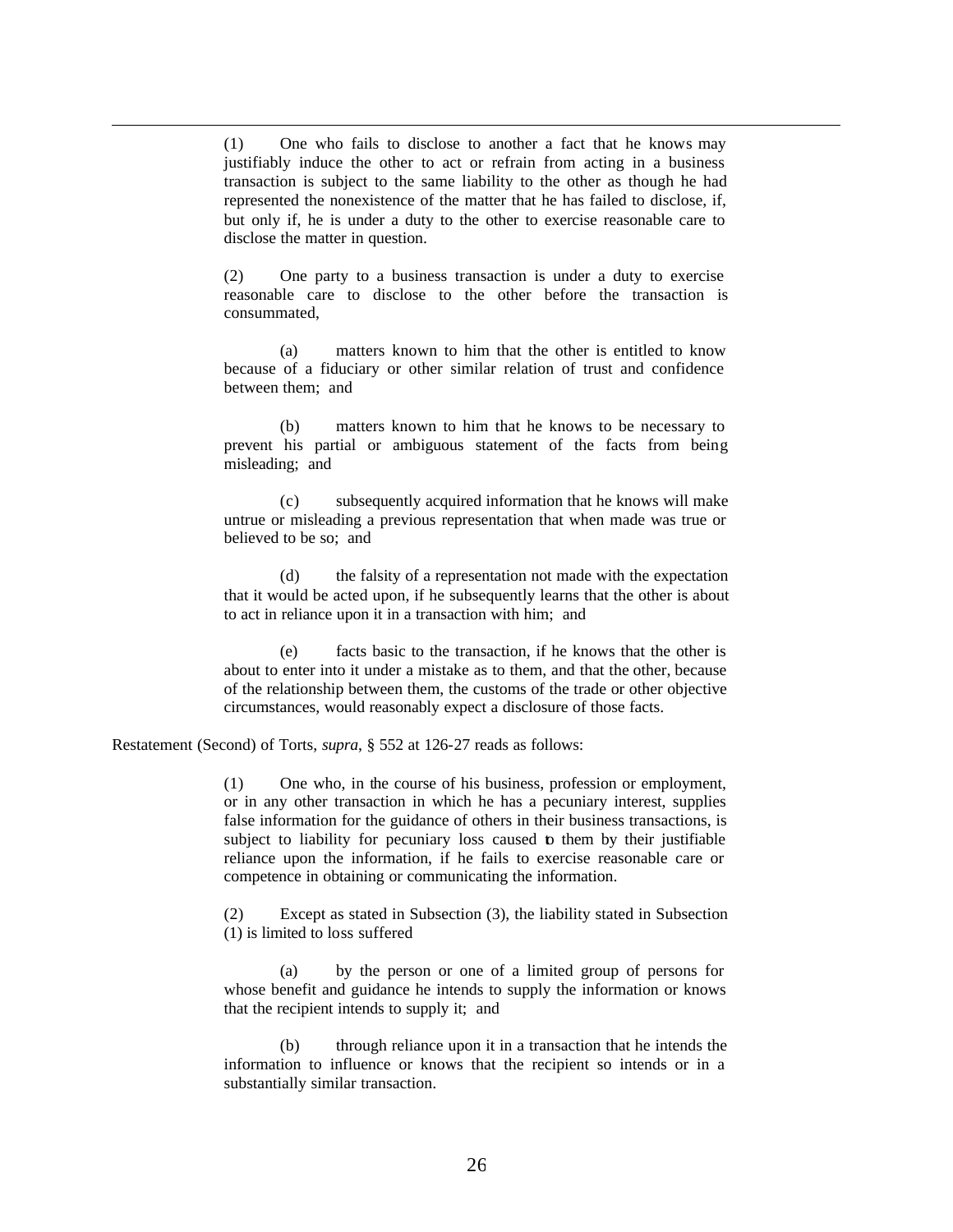> (1) One who fails to disclose to another a fact that he knows may justifiably induce the other to act or refrain from acting in a business transaction is subject to the same liability to the other as though he had represented the nonexistence of the matter that he has failed to disclose, if, but only if, he is under a duty to the other to exercise reasonable care to disclose the matter in question.
>
> (2) One party to a business transaction is under a duty to exercise reasonable care to disclose to the other before the transaction is consummated,
>
> (a) matters known to him that the other is entitled to know because of a fiduciary or other similar relation of trust and confidence between them; and
>
> (b) matters known to him that he knows to be necessary to prevent his partial or ambiguous statement of the facts from being misleading; and
>
> (c) subsequently acquired information that he knows will make untrue or misleading a previous representation that when made was true or believed to be so; and
>
> (d) the falsity of a representation not made with the expectation that it would be acted upon, if he subsequently learns that the other is about to act in reliance upon it in a transaction with him; and
>
> (e) facts basic to the transaction, if he knows that the other is about to enter into it under a mistake as to them, and that the other, because of the relationship between them, the customs of the trade or other objective circumstances, would reasonably expect a disclosure of those facts.

Restatement (Second) of Torts, *supra*, § 552 at 126-27 reads as follows:

> (1) One who, in the course of his business, profession or employment, or in any other transaction in which he has a pecuniary interest, supplies false information for the guidance of others in their business transactions, is subject to liability for pecuniary loss caused to them by their justifiable reliance upon the information, if he fails to exercise reasonable care or competence in obtaining or communicating the information.
>
> (2) Except as stated in Subsection (3), the liability stated in Subsection (1) is limited to loss suffered
>
> (a) by the person or one of a limited group of persons for whose benefit and guidance he intends to supply the information or knows that the recipient intends to supply it; and
>
> (b) through reliance upon it in a transaction that he intends the information to influence or knows that the recipient so intends or in a substantially similar transaction.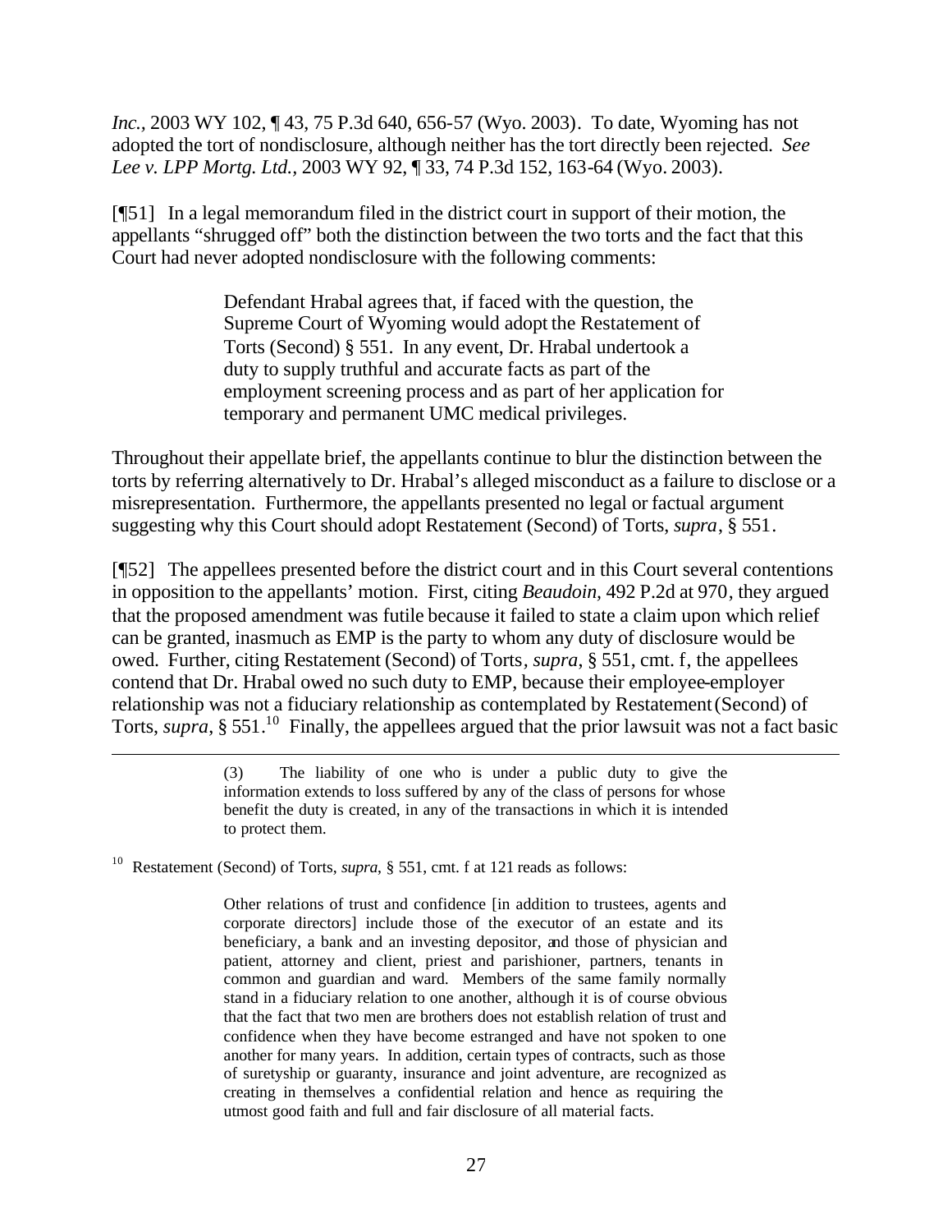*Inc.*, 2003 WY 102, ¶ 43, 75 P.3d 640, 656-57 (Wyo. 2003). To date, Wyoming has not adopted the tort of nondisclosure, although neither has the tort directly been rejected. *See Lee v. LPP Mortg. Ltd.*, 2003 WY 92, ¶ 33, 74 P.3d 152, 163-64 (Wyo. 2003).

[¶51] In a legal memorandum filed in the district court in support of their motion, the appellants "shrugged off" both the distinction between the two torts and the fact that this Court had never adopted nondisclosure with the following comments:

> Defendant Hrabal agrees that, if faced with the question, the Supreme Court of Wyoming would adopt the Restatement of Torts (Second) § 551. In any event, Dr. Hrabal undertook a duty to supply truthful and accurate facts as part of the employment screening process and as part of her application for temporary and permanent UMC medical privileges.

Throughout their appellate brief, the appellants continue to blur the distinction between the torts by referring alternatively to Dr. Hrabal's alleged misconduct as a failure to disclose or a misrepresentation. Furthermore, the appellants presented no legal or factual argument suggesting why this Court should adopt Restatement (Second) of Torts, *supra*, § 551.

[¶52] The appellees presented before the district court and in this Court several contentions in opposition to the appellants' motion. First, citing *Beaudoin*, 492 P.2d at 970, they argued that the proposed amendment was futile because it failed to state a claim upon which relief can be granted, inasmuch as EMP is the party to whom any duty of disclosure would be owed. Further, citing Restatement (Second) of Torts, *supra*, § 551, cmt. f, the appellees contend that Dr. Hrabal owed no such duty to EMP, because their employee-employer relationship was not a fiduciary relationship as contemplated by Restatement (Second) of Torts, *supra*, § 551.[10] Finally, the appellees argued that the prior lawsuit was not a fact basic

---

> (3) The liability of one who is under a public duty to give the information extends to loss suffered by any of the class of persons for whose benefit the duty is created, in any of the transactions in which it is intended to protect them.

[10] Restatement (Second) of Torts, *supra*, § 551, cmt. f at 121 reads as follows:

> Other relations of trust and confidence [in addition to trustees, agents and corporate directors] include those of the executor of an estate and its beneficiary, a bank and an investing depositor, and those of physician and patient, attorney and client, priest and parishioner, partners, tenants in common and guardian and ward. Members of the same family normally stand in a fiduciary relation to one another, although it is of course obvious that the fact that two men are brothers does not establish relation of trust and confidence when they have become estranged and have not spoken to one another for many years. In addition, certain types of contracts, such as those of suretyship or guaranty, insurance and joint adventure, are recognized as creating in themselves a confidential relation and hence as requiring the utmost good faith and full and fair disclosure of all material facts.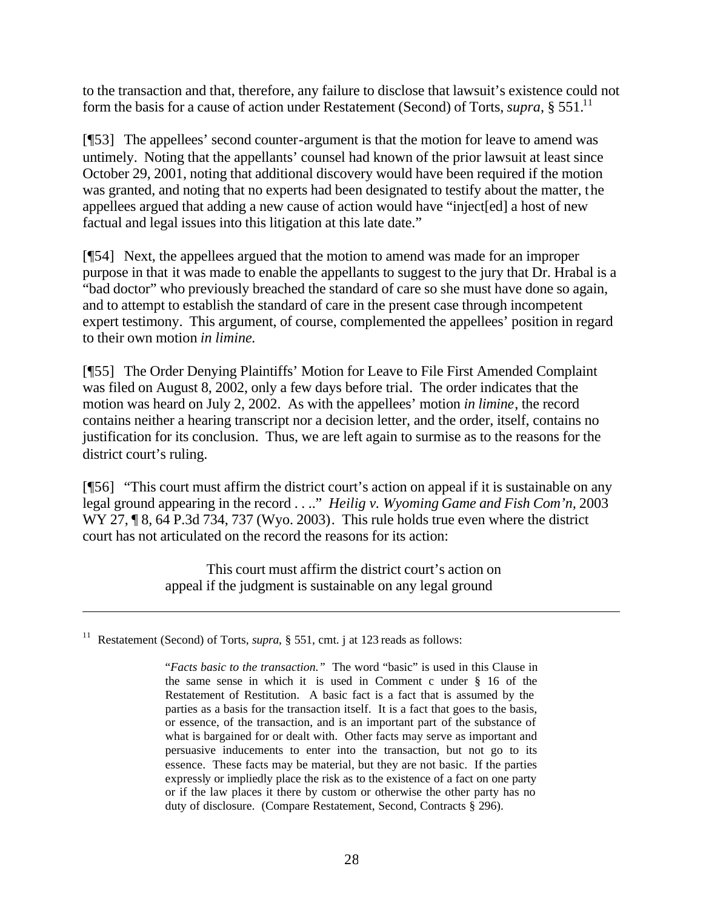to the transaction and that, therefore, any failure to disclose that lawsuit's existence could not form the basis for a cause of action under Restatement (Second) of Torts, *supra*, § 551.[11]

[¶53] The appellees' second counter-argument is that the motion for leave to amend was untimely. Noting that the appellants' counsel had known of the prior lawsuit at least since October 29, 2001, noting that additional discovery would have been required if the motion was granted, and noting that no experts had been designated to testify about the matter, the appellees argued that adding a new cause of action would have "inject[ed] a host of new factual and legal issues into this litigation at this late date."

[¶54] Next, the appellees argued that the motion to amend was made for an improper purpose in that it was made to enable the appellants to suggest to the jury that Dr. Hrabal is a "bad doctor" who previously breached the standard of care so she must have done so again, and to attempt to establish the standard of care in the present case through incompetent expert testimony. This argument, of course, complemented the appellees' position in regard to their own motion *in limine.*

[¶55] The Order Denying Plaintiffs' Motion for Leave to File First Amended Complaint was filed on August 8, 2002, only a few days before trial. The order indicates that the motion was heard on July 2, 2002. As with the appellees' motion *in limine*, the record contains neither a hearing transcript nor a decision letter, and the order, itself, contains no justification for its conclusion. Thus, we are left again to surmise as to the reasons for the district court's ruling.

[¶56] "This court must affirm the district court's action on appeal if it is sustainable on any legal ground appearing in the record . . .." *Heilig v. Wyoming Game and Fish Com'n,* 2003 WY 27, ¶ 8, 64 P.3d 734, 737 (Wyo. 2003). This rule holds true even where the district court has not articulated on the record the reasons for its action:

> This court must affirm the district court's action on appeal if the judgment is sustainable on any legal ground

---

[11] Restatement (Second) of Torts, *supra*, § 551, cmt. j at 123 reads as follows:

> "*Facts basic to the transaction."* The word "basic" is used in this Clause in the same sense in which it is used in Comment c under § 16 of the Restatement of Restitution. A basic fact is a fact that is assumed by the parties as a basis for the transaction itself. It is a fact that goes to the basis, or essence, of the transaction, and is an important part of the substance of what is bargained for or dealt with. Other facts may serve as important and persuasive inducements to enter into the transaction, but not go to its essence. These facts may be material, but they are not basic. If the parties expressly or impliedly place the risk as to the existence of a fact on one party or if the law places it there by custom or otherwise the other party has no duty of disclosure. (Compare Restatement, Second, Contracts § 296).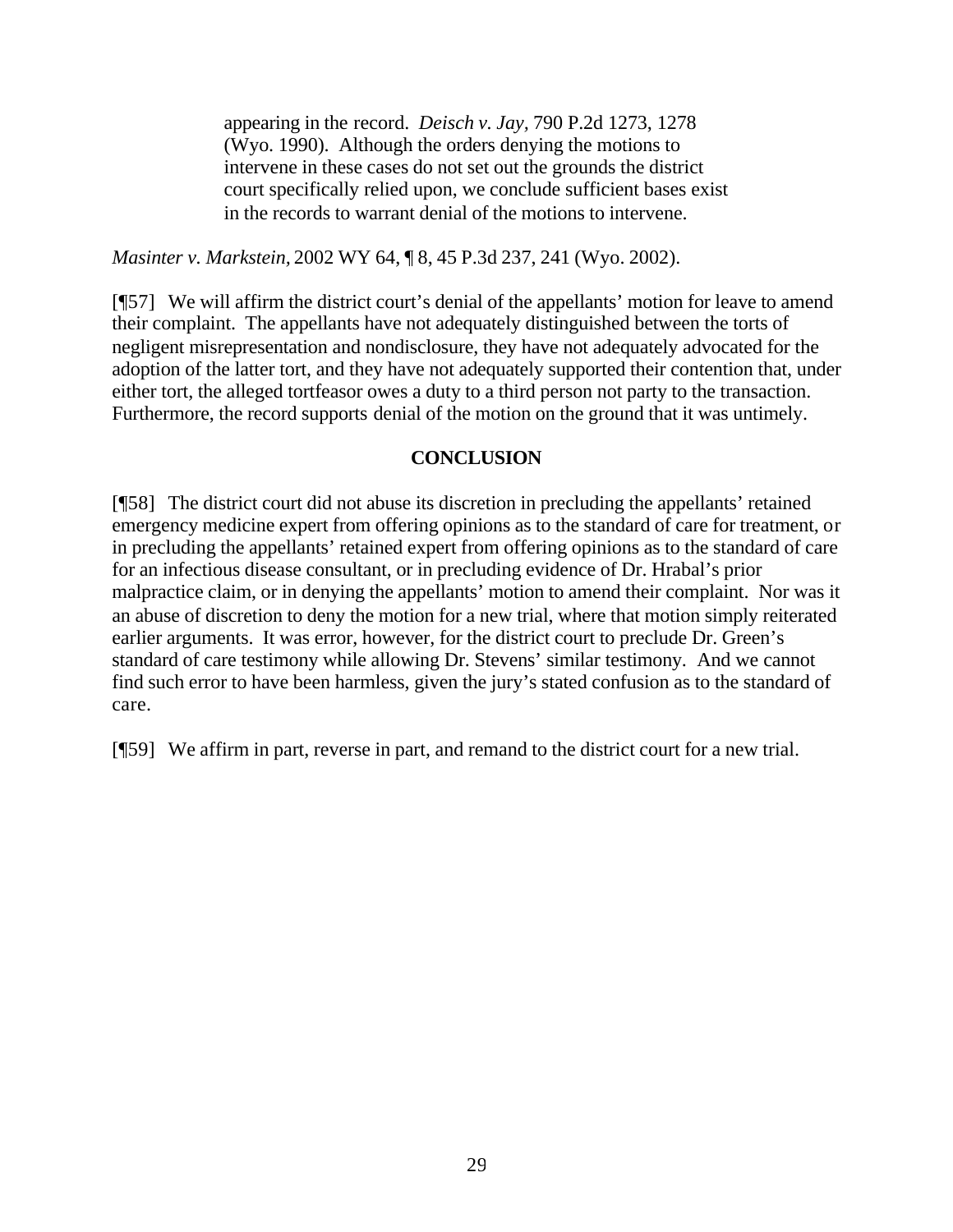> appearing in the record. *Deisch v. Jay*, 790 P.2d 1273, 1278 (Wyo. 1990). Although the orders denying the motions to intervene in these cases do not set out the grounds the district court specifically relied upon, we conclude sufficient bases exist in the records to warrant denial of the motions to intervene.

*Masinter v. Markstein*, 2002 WY 64, ¶ 8, 45 P.3d 237, 241 (Wyo. 2002).

[¶57] We will affirm the district court's denial of the appellants' motion for leave to amend their complaint. The appellants have not adequately distinguished between the torts of negligent misrepresentation and nondisclosure, they have not adequately advocated for the adoption of the latter tort, and they have not adequately supported their contention that, under either tort, the alleged tortfeasor owes a duty to a third person not party to the transaction. Furthermore, the record supports denial of the motion on the ground that it was untimely.

## CONCLUSION

[¶58] The district court did not abuse its discretion in precluding the appellants' retained emergency medicine expert from offering opinions as to the standard of care for treatment, or in precluding the appellants' retained expert from offering opinions as to the standard of care for an infectious disease consultant, or in precluding evidence of Dr. Hrabal's prior malpractice claim, or in denying the appellants' motion to amend their complaint. Nor was it an abuse of discretion to deny the motion for a new trial, where that motion simply reiterated earlier arguments. It was error, however, for the district court to preclude Dr. Green's standard of care testimony while allowing Dr. Stevens' similar testimony. And we cannot find such error to have been harmless, given the jury's stated confusion as to the standard of care.

[¶59] We affirm in part, reverse in part, and remand to the district court for a new trial.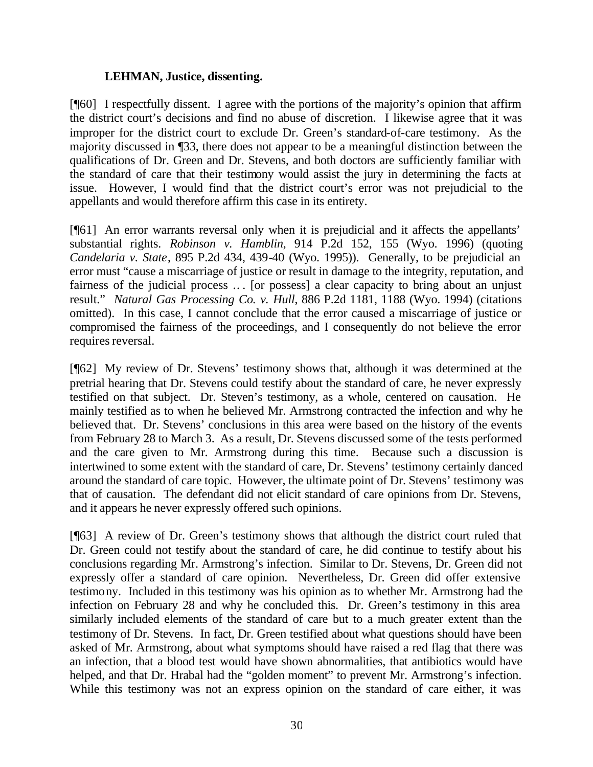**LEHMAN, Justice, dissenting.**

[¶60] I respectfully dissent. I agree with the portions of the majority's opinion that affirm the district court's decisions and find no abuse of discretion. I likewise agree that it was improper for the district court to exclude Dr. Green's standard-of-care testimony. As the majority discussed in ¶33, there does not appear to be a meaningful distinction between the qualifications of Dr. Green and Dr. Stevens, and both doctors are sufficiently familiar with the standard of care that their testimony would assist the jury in determining the facts at issue. However, I would find that the district court's error was not prejudicial to the appellants and would therefore affirm this case in its entirety.

[¶61] An error warrants reversal only when it is prejudicial and it affects the appellants' substantial rights. *Robinson v. Hamblin*, 914 P.2d 152, 155 (Wyo. 1996) (quoting *Candelaria v. State*, 895 P.2d 434, 439-40 (Wyo. 1995)). Generally, to be prejudicial an error must "cause a miscarriage of justice or result in damage to the integrity, reputation, and fairness of the judicial process ... [or possess] a clear capacity to bring about an unjust result." *Natural Gas Processing Co. v. Hull*, 886 P.2d 1181, 1188 (Wyo. 1994) (citations omitted). In this case, I cannot conclude that the error caused a miscarriage of justice or compromised the fairness of the proceedings, and I consequently do not believe the error requires reversal.

[¶62] My review of Dr. Stevens' testimony shows that, although it was determined at the pretrial hearing that Dr. Stevens could testify about the standard of care, he never expressly testified on that subject. Dr. Steven's testimony, as a whole, centered on causation. He mainly testified as to when he believed Mr. Armstrong contracted the infection and why he believed that. Dr. Stevens' conclusions in this area were based on the history of the events from February 28 to March 3. As a result, Dr. Stevens discussed some of the tests performed and the care given to Mr. Armstrong during this time. Because such a discussion is intertwined to some extent with the standard of care, Dr. Stevens' testimony certainly danced around the standard of care topic. However, the ultimate point of Dr. Stevens' testimony was that of causation. The defendant did not elicit standard of care opinions from Dr. Stevens, and it appears he never expressly offered such opinions.

[¶63] A review of Dr. Green's testimony shows that although the district court ruled that Dr. Green could not testify about the standard of care, he did continue to testify about his conclusions regarding Mr. Armstrong's infection. Similar to Dr. Stevens, Dr. Green did not expressly offer a standard of care opinion. Nevertheless, Dr. Green did offer extensive testimony. Included in this testimony was his opinion as to whether Mr. Armstrong had the infection on February 28 and why he concluded this. Dr. Green's testimony in this area similarly included elements of the standard of care but to a much greater extent than the testimony of Dr. Stevens. In fact, Dr. Green testified about what questions should have been asked of Mr. Armstrong, about what symptoms should have raised a red flag that there was an infection, that a blood test would have shown abnormalities, that antibiotics would have helped, and that Dr. Hrabal had the "golden moment" to prevent Mr. Armstrong's infection. While this testimony was not an express opinion on the standard of care either, it was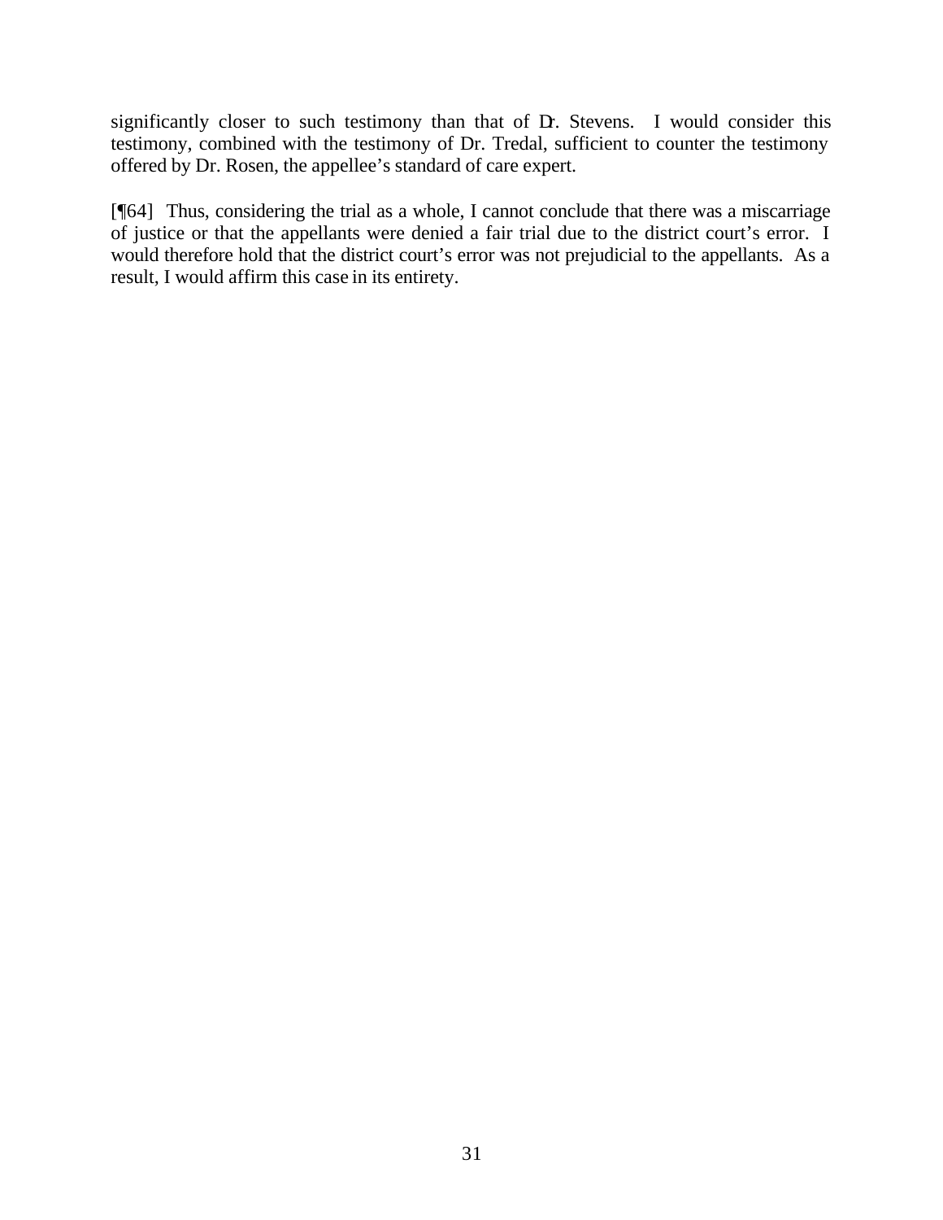significantly closer to such testimony than that of Dr. Stevens. I would consider this testimony, combined with the testimony of Dr. Tredal, sufficient to counter the testimony offered by Dr. Rosen, the appellee's standard of care expert.

[¶64] Thus, considering the trial as a whole, I cannot conclude that there was a miscarriage of justice or that the appellants were denied a fair trial due to the district court's error. I would therefore hold that the district court's error was not prejudicial to the appellants. As a result, I would affirm this case in its entirety.